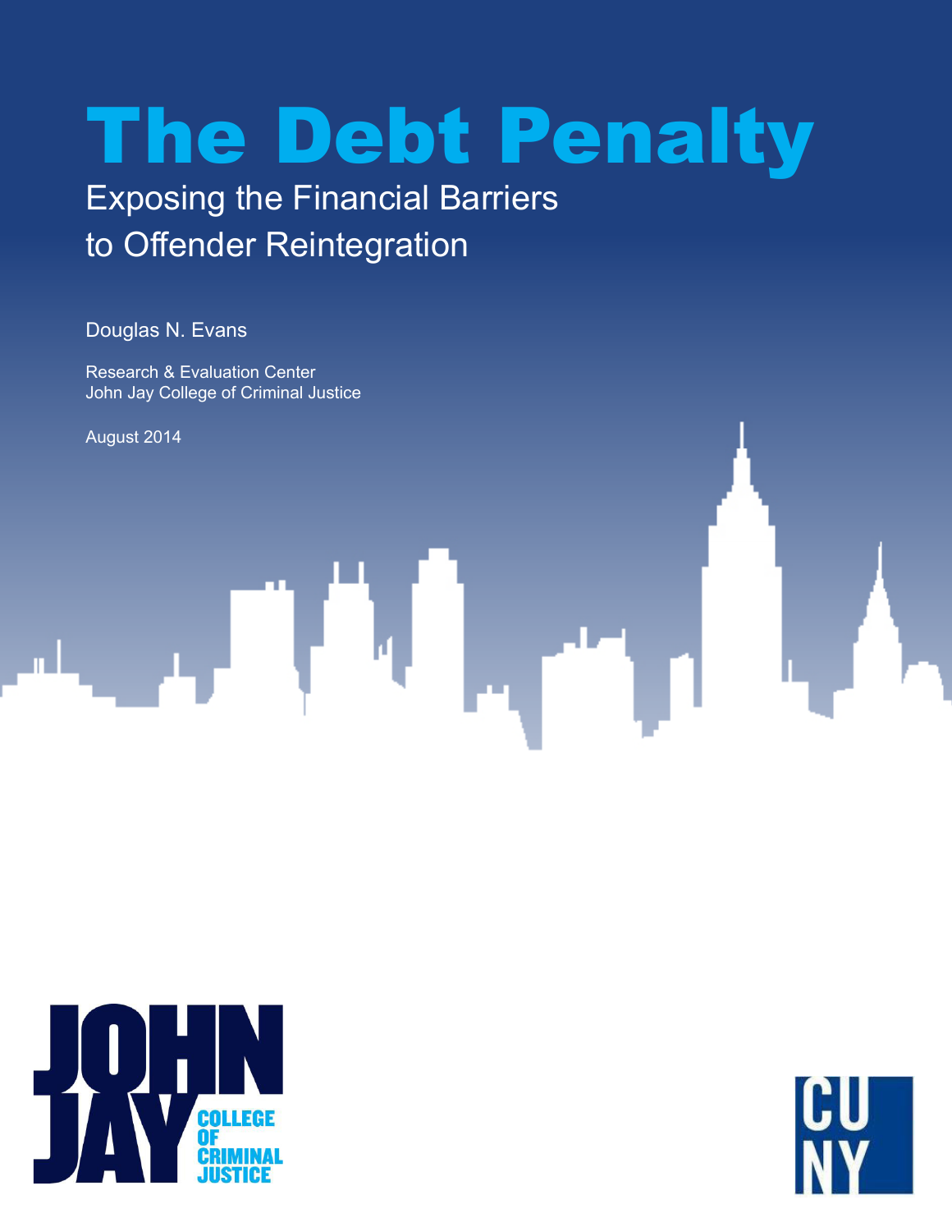# The Debt Penalty

## Exposing the Financial Barriers to Offender Reintegration

Douglas N. Evans

Research & Evaluation Center
John Jay College of Criminal Justice

August 2014

JOHN JAY COLLEGE OF CRIMINAL JUSTICE

CUNY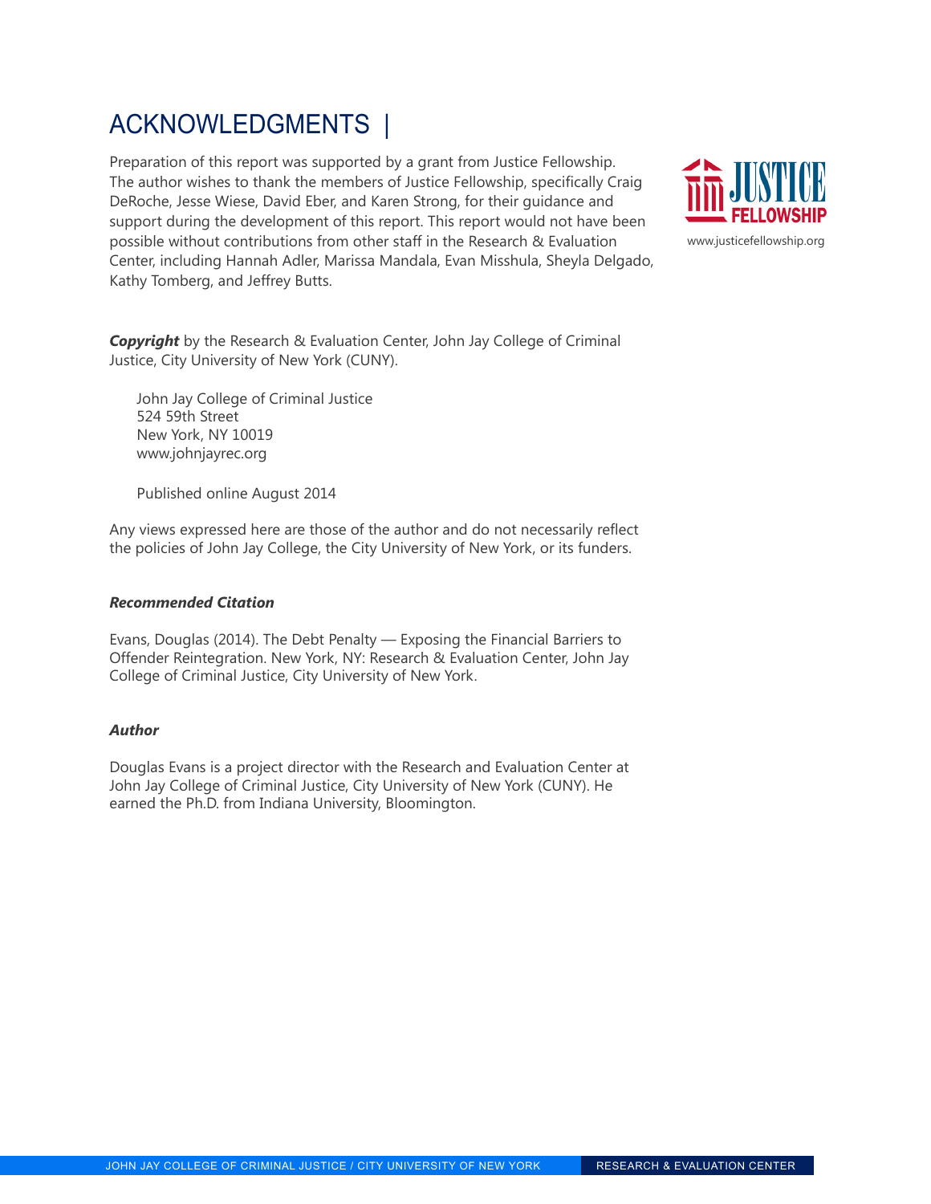# ACKNOWLEDGMENTS |

Preparation of this report was supported by a grant from Justice Fellowship. The author wishes to thank the members of Justice Fellowship, specifically Craig DeRoche, Jesse Wiese, David Eber, and Karen Strong, for their guidance and support during the development of this report. This report would not have been possible without contributions from other staff in the Research & Evaluation Center, including Hannah Adler, Marissa Mandala, Evan Misshula, Sheyla Delgado, Kathy Tomberg, and Jeffrey Butts.

JUSTICE FELLOWSHIP
www.justicefellowship.org

***Copyright*** by the Research & Evaluation Center, John Jay College of Criminal Justice, City University of New York (CUNY).

John Jay College of Criminal Justice
524 59th Street
New York, NY 10019
www.johnjayrec.org

Published online August 2014

Any views expressed here are those of the author and do not necessarily reflect the policies of John Jay College, the City University of New York, or its funders.

***Recommended Citation***

Evans, Douglas (2014). The Debt Penalty — Exposing the Financial Barriers to Offender Reintegration. New York, NY: Research & Evaluation Center, John Jay College of Criminal Justice, City University of New York.

***Author***

Douglas Evans is a project director with the Research and Evaluation Center at John Jay College of Criminal Justice, City University of New York (CUNY). He earned the Ph.D. from Indiana University, Bloomington.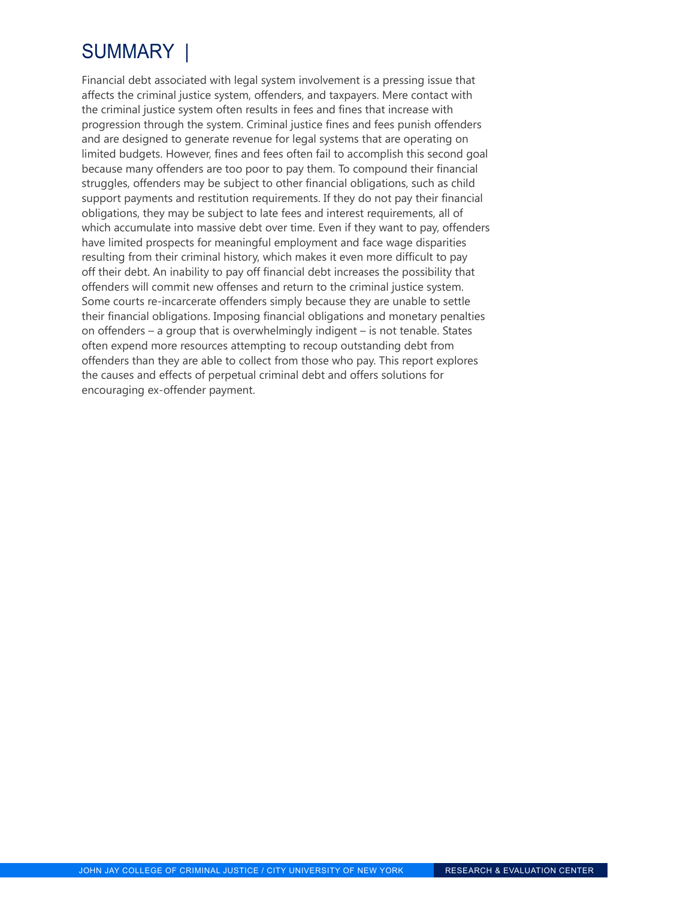# SUMMARY |

Financial debt associated with legal system involvement is a pressing issue that affects the criminal justice system, offenders, and taxpayers. Mere contact with the criminal justice system often results in fees and fines that increase with progression through the system. Criminal justice fines and fees punish offenders and are designed to generate revenue for legal systems that are operating on limited budgets. However, fines and fees often fail to accomplish this second goal because many offenders are too poor to pay them. To compound their financial struggles, offenders may be subject to other financial obligations, such as child support payments and restitution requirements. If they do not pay their financial obligations, they may be subject to late fees and interest requirements, all of which accumulate into massive debt over time. Even if they want to pay, offenders have limited prospects for meaningful employment and face wage disparities resulting from their criminal history, which makes it even more difficult to pay off their debt. An inability to pay off financial debt increases the possibility that offenders will commit new offenses and return to the criminal justice system. Some courts re-incarcerate offenders simply because they are unable to settle their financial obligations. Imposing financial obligations and monetary penalties on offenders – a group that is overwhelmingly indigent – is not tenable. States often expend more resources attempting to recoup outstanding debt from offenders than they are able to collect from those who pay. This report explores the causes and effects of perpetual criminal debt and offers solutions for encouraging ex-offender payment.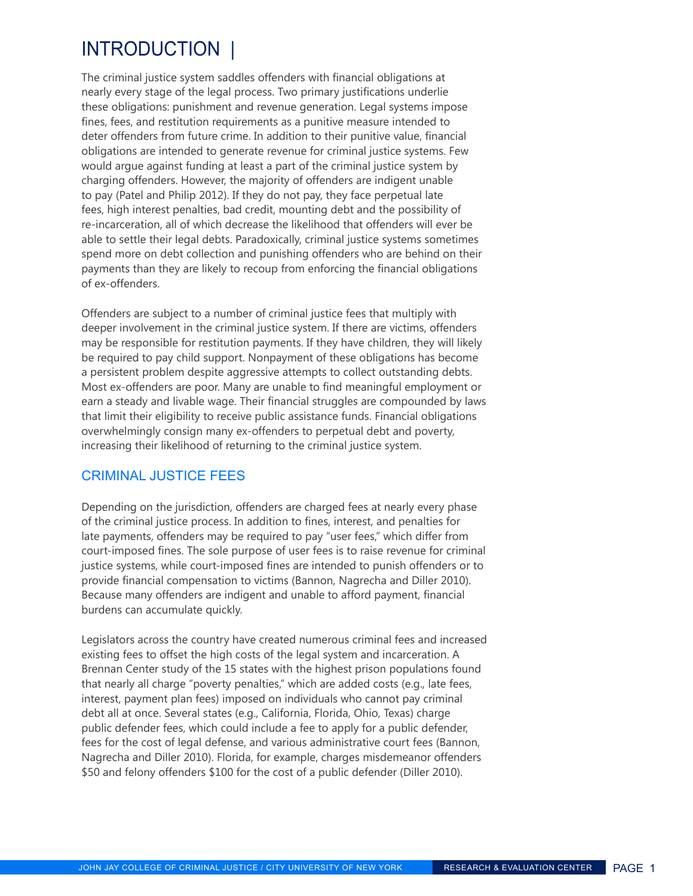# INTRODUCTION |

The criminal justice system saddles offenders with financial obligations at nearly every stage of the legal process. Two primary justifications underlie these obligations: punishment and revenue generation. Legal systems impose fines, fees, and restitution requirements as a punitive measure intended to deter offenders from future crime. In addition to their punitive value, financial obligations are intended to generate revenue for criminal justice systems. Few would argue against funding at least a part of the criminal justice system by charging offenders. However, the majority of offenders are indigent unable to pay (Patel and Philip 2012). If they do not pay, they face perpetual late fees, high interest penalties, bad credit, mounting debt and the possibility of re-incarceration, all of which decrease the likelihood that offenders will ever be able to settle their legal debts. Paradoxically, criminal justice systems sometimes spend more on debt collection and punishing offenders who are behind on their payments than they are likely to recoup from enforcing the financial obligations of ex-offenders.

Offenders are subject to a number of criminal justice fees that multiply with deeper involvement in the criminal justice system. If there are victims, offenders may be responsible for restitution payments. If they have children, they will likely be required to pay child support. Nonpayment of these obligations has become a persistent problem despite aggressive attempts to collect outstanding debts. Most ex-offenders are poor. Many are unable to find meaningful employment or earn a steady and livable wage. Their financial struggles are compounded by laws that limit their eligibility to receive public assistance funds. Financial obligations overwhelmingly consign many ex-offenders to perpetual debt and poverty, increasing their likelihood of returning to the criminal justice system.

## CRIMINAL JUSTICE FEES

Depending on the jurisdiction, offenders are charged fees at nearly every phase of the criminal justice process. In addition to fines, interest, and penalties for late payments, offenders may be required to pay "user fees," which differ from court-imposed fines. The sole purpose of user fees is to raise revenue for criminal justice systems, while court-imposed fines are intended to punish offenders or to provide financial compensation to victims (Bannon, Nagrecha and Diller 2010). Because many offenders are indigent and unable to afford payment, financial burdens can accumulate quickly.

Legislators across the country have created numerous criminal fees and increased existing fees to offset the high costs of the legal system and incarceration. A Brennan Center study of the 15 states with the highest prison populations found that nearly all charge "poverty penalties," which are added costs (e.g., late fees, interest, payment plan fees) imposed on individuals who cannot pay criminal debt all at once. Several states (e.g., California, Florida, Ohio, Texas) charge public defender fees, which could include a fee to apply for a public defender, fees for the cost of legal defense, and various administrative court fees (Bannon, Nagrecha and Diller 2010). Florida, for example, charges misdemeanor offenders $50 and felony offenders $100 for the cost of a public defender (Diller 2010).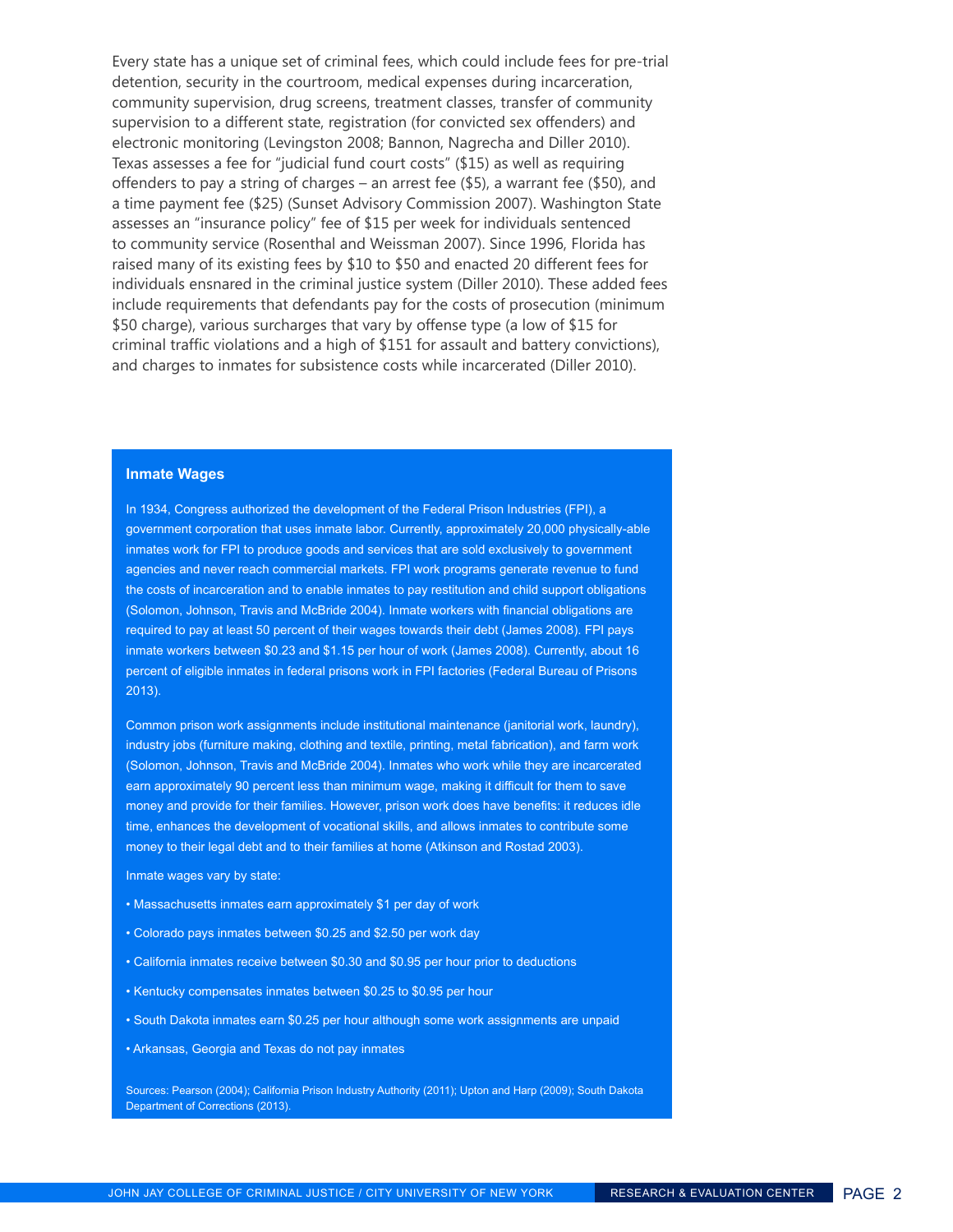Every state has a unique set of criminal fees, which could include fees for pre-trial detention, security in the courtroom, medical expenses during incarceration, community supervision, drug screens, treatment classes, transfer of community supervision to a different state, registration (for convicted sex offenders) and electronic monitoring (Levingston 2008; Bannon, Nagrecha and Diller 2010). Texas assesses a fee for "judicial fund court costs" ($15) as well as requiring offenders to pay a string of charges – an arrest fee ($5), a warrant fee ($50), and a time payment fee ($25) (Sunset Advisory Commission 2007). Washington State assesses an "insurance policy" fee of $15 per week for individuals sentenced to community service (Rosenthal and Weissman 2007). Since 1996, Florida has raised many of its existing fees by $10 to $50 and enacted 20 different fees for individuals ensnared in the criminal justice system (Diller 2010). These added fees include requirements that defendants pay for the costs of prosecution (minimum $50 charge), various surcharges that vary by offense type (a low of $15 for criminal traffic violations and a high of $151 for assault and battery convictions), and charges to inmates for subsistence costs while incarcerated (Diller 2010).

### Inmate Wages

In 1934, Congress authorized the development of the Federal Prison Industries (FPI), a government corporation that uses inmate labor. Currently, approximately 20,000 physically-able inmates work for FPI to produce goods and services that are sold exclusively to government agencies and never reach commercial markets. FPI work programs generate revenue to fund the costs of incarceration and to enable inmates to pay restitution and child support obligations (Solomon, Johnson, Travis and McBride 2004). Inmate workers with financial obligations are required to pay at least 50 percent of their wages towards their debt (James 2008). FPI pays inmate workers between $0.23 and $1.15 per hour of work (James 2008). Currently, about 16 percent of eligible inmates in federal prisons work in FPI factories (Federal Bureau of Prisons 2013).

Common prison work assignments include institutional maintenance (janitorial work, laundry), industry jobs (furniture making, clothing and textile, printing, metal fabrication), and farm work (Solomon, Johnson, Travis and McBride 2004). Inmates who work while they are incarcerated earn approximately 90 percent less than minimum wage, making it difficult for them to save money and provide for their families. However, prison work does have benefits: it reduces idle time, enhances the development of vocational skills, and allows inmates to contribute some money to their legal debt and to their families at home (Atkinson and Rostad 2003).

Inmate wages vary by state:

- Massachusetts inmates earn approximately $1 per day of work
- Colorado pays inmates between $0.25 and $2.50 per work day
- California inmates receive between $0.30 and $0.95 per hour prior to deductions
- Kentucky compensates inmates between $0.25 to $0.95 per hour
- South Dakota inmates earn $0.25 per hour although some work assignments are unpaid
- Arkansas, Georgia and Texas do not pay inmates

Sources: Pearson (2004); California Prison Industry Authority (2011); Upton and Harp (2009); South Dakota Department of Corrections (2013).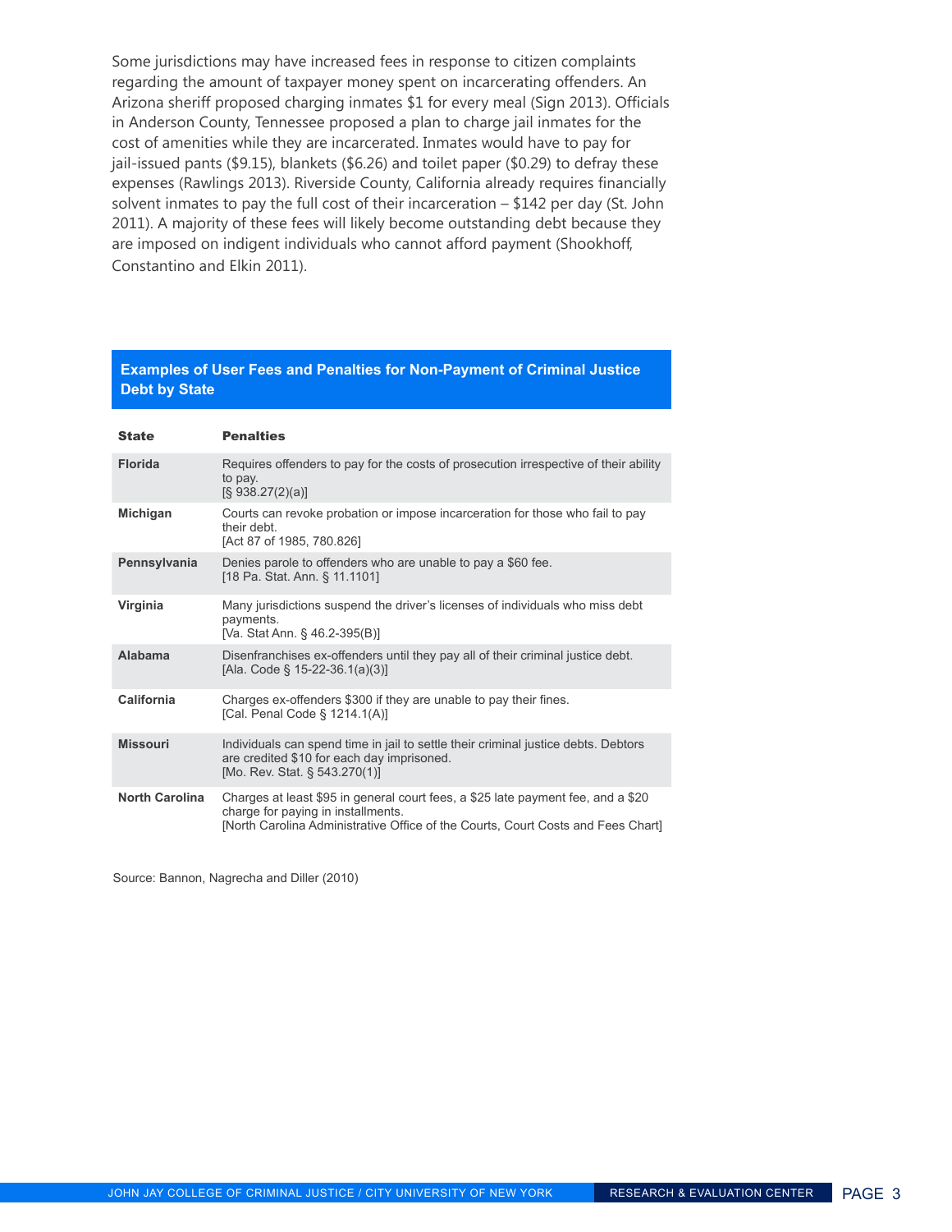Some jurisdictions may have increased fees in response to citizen complaints regarding the amount of taxpayer money spent on incarcerating offenders. An Arizona sheriff proposed charging inmates $1 for every meal (Sign 2013). Officials in Anderson County, Tennessee proposed a plan to charge jail inmates for the cost of amenities while they are incarcerated. Inmates would have to pay for jail-issued pants ($9.15), blankets ($6.26) and toilet paper ($0.29) to defray these expenses (Rawlings 2013). Riverside County, California already requires financially solvent inmates to pay the full cost of their incarceration – $142 per day (St. John 2011). A majority of these fees will likely become outstanding debt because they are imposed on indigent individuals who cannot afford payment (Shookhoff, Constantino and Elkin 2011).

**Examples of User Fees and Penalties for Non-Payment of Criminal Justice Debt by State**

| State | Penalties |
|---|---|
| **Florida** | Requires offenders to pay for the costs of prosecution irrespective of their ability to pay. [§ 938.27(2)(a)] |
| **Michigan** | Courts can revoke probation or impose incarceration for those who fail to pay their debt. [Act 87 of 1985, 780.826] |
| **Pennsylvania** | Denies parole to offenders who are unable to pay a $60 fee. [18 Pa. Stat. Ann. § 11.1101] |
| **Virginia** | Many jurisdictions suspend the driver's licenses of individuals who miss debt payments. [Va. Stat Ann. § 46.2-395(B)] |
| **Alabama** | Disenfranchises ex-offenders until they pay all of their criminal justice debt. [Ala. Code § 15-22-36.1(a)(3)] |
| **California** | Charges ex-offenders $300 if they are unable to pay their fines. [Cal. Penal Code § 1214.1(A)] |
| **Missouri** | Individuals can spend time in jail to settle their criminal justice debts. Debtors are credited $10 for each day imprisoned. [Mo. Rev. Stat. § 543.270(1)] |
| **North Carolina** | Charges at least $95 in general court fees, a $25 late payment fee, and a $20 charge for paying in installments. [North Carolina Administrative Office of the Courts, Court Costs and Fees Chart] |

Source: Bannon, Nagrecha and Diller (2010)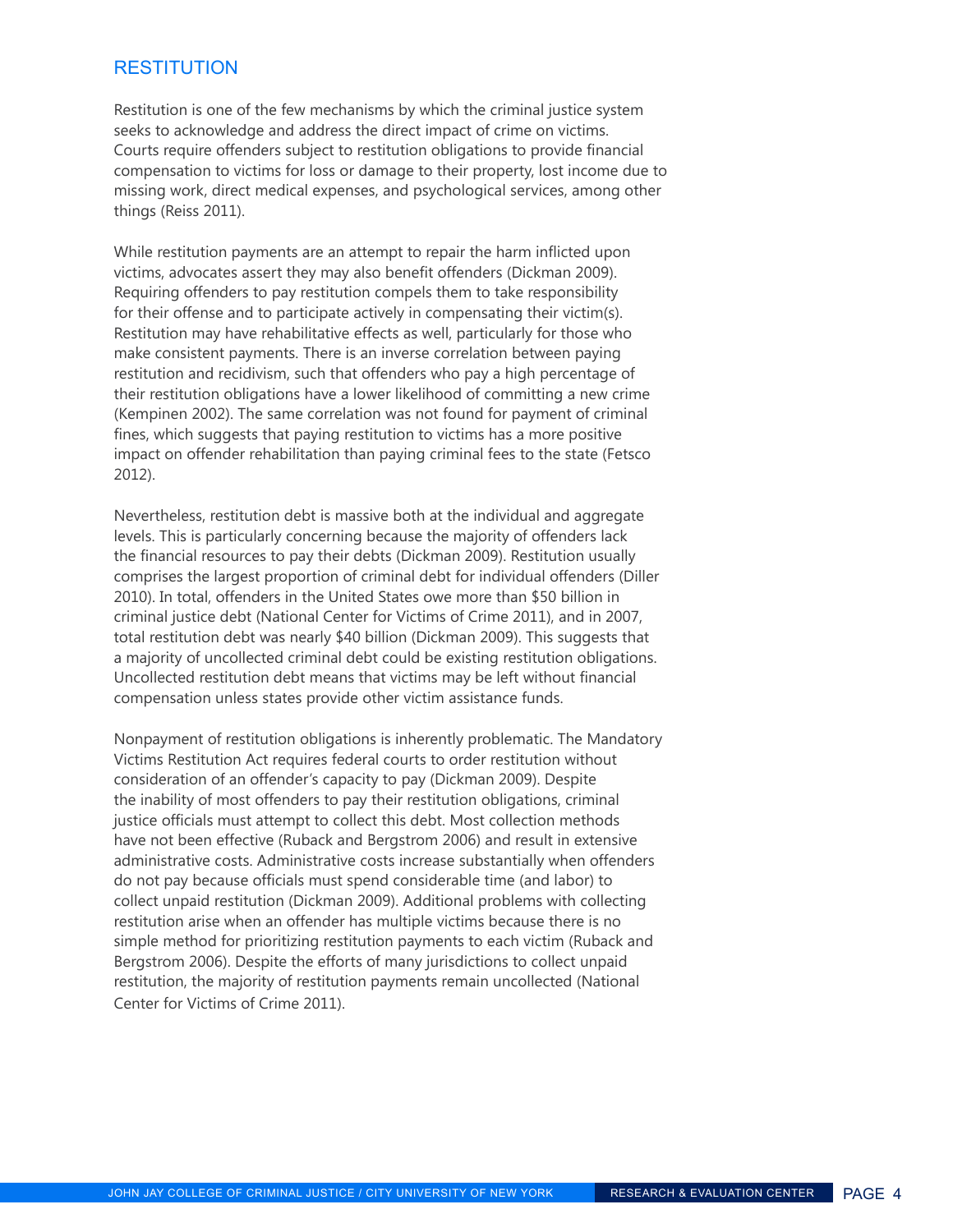## RESTITUTION

Restitution is one of the few mechanisms by which the criminal justice system seeks to acknowledge and address the direct impact of crime on victims. Courts require offenders subject to restitution obligations to provide financial compensation to victims for loss or damage to their property, lost income due to missing work, direct medical expenses, and psychological services, among other things (Reiss 2011).

While restitution payments are an attempt to repair the harm inflicted upon victims, advocates assert they may also benefit offenders (Dickman 2009). Requiring offenders to pay restitution compels them to take responsibility for their offense and to participate actively in compensating their victim(s). Restitution may have rehabilitative effects as well, particularly for those who make consistent payments. There is an inverse correlation between paying restitution and recidivism, such that offenders who pay a high percentage of their restitution obligations have a lower likelihood of committing a new crime (Kempinen 2002). The same correlation was not found for payment of criminal fines, which suggests that paying restitution to victims has a more positive impact on offender rehabilitation than paying criminal fees to the state (Fetsco 2012).

Nevertheless, restitution debt is massive both at the individual and aggregate levels. This is particularly concerning because the majority of offenders lack the financial resources to pay their debts (Dickman 2009). Restitution usually comprises the largest proportion of criminal debt for individual offenders (Diller 2010). In total, offenders in the United States owe more than $50 billion in criminal justice debt (National Center for Victims of Crime 2011), and in 2007, total restitution debt was nearly $40 billion (Dickman 2009). This suggests that a majority of uncollected criminal debt could be existing restitution obligations. Uncollected restitution debt means that victims may be left without financial compensation unless states provide other victim assistance funds.

Nonpayment of restitution obligations is inherently problematic. The Mandatory Victims Restitution Act requires federal courts to order restitution without consideration of an offender's capacity to pay (Dickman 2009). Despite the inability of most offenders to pay their restitution obligations, criminal justice officials must attempt to collect this debt. Most collection methods have not been effective (Ruback and Bergstrom 2006) and result in extensive administrative costs. Administrative costs increase substantially when offenders do not pay because officials must spend considerable time (and labor) to collect unpaid restitution (Dickman 2009). Additional problems with collecting restitution arise when an offender has multiple victims because there is no simple method for prioritizing restitution payments to each victim (Ruback and Bergstrom 2006). Despite the efforts of many jurisdictions to collect unpaid restitution, the majority of restitution payments remain uncollected (National Center for Victims of Crime 2011).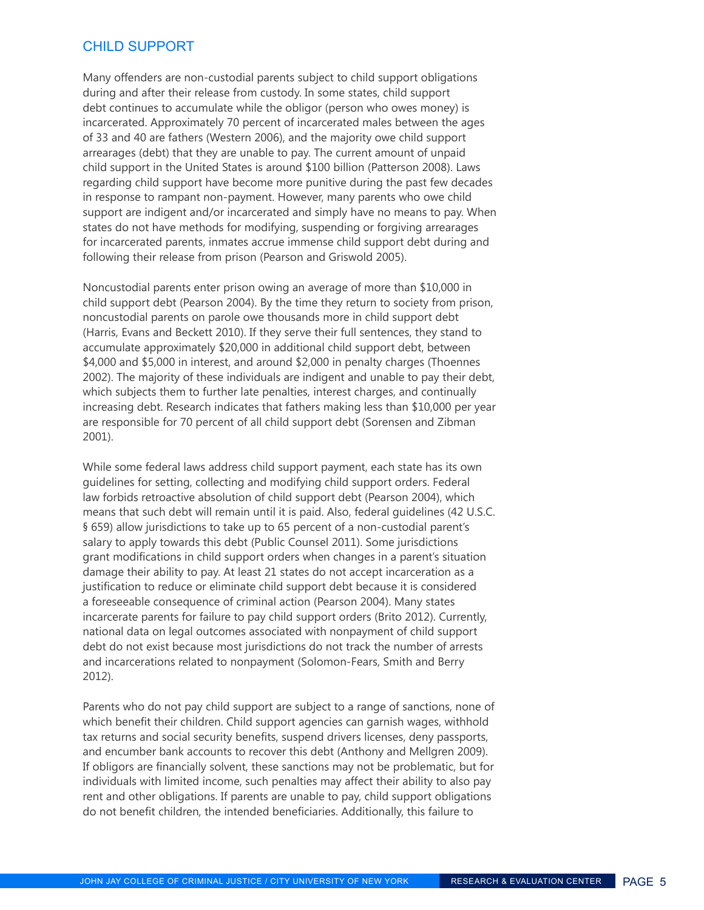## CHILD SUPPORT

Many offenders are non-custodial parents subject to child support obligations during and after their release from custody. In some states, child support debt continues to accumulate while the obligor (person who owes money) is incarcerated. Approximately 70 percent of incarcerated males between the ages of 33 and 40 are fathers (Western 2006), and the majority owe child support arrearages (debt) that they are unable to pay. The current amount of unpaid child support in the United States is around $100 billion (Patterson 2008). Laws regarding child support have become more punitive during the past few decades in response to rampant non-payment. However, many parents who owe child support are indigent and/or incarcerated and simply have no means to pay. When states do not have methods for modifying, suspending or forgiving arrearages for incarcerated parents, inmates accrue immense child support debt during and following their release from prison (Pearson and Griswold 2005).

Noncustodial parents enter prison owing an average of more than $10,000 in child support debt (Pearson 2004). By the time they return to society from prison, noncustodial parents on parole owe thousands more in child support debt (Harris, Evans and Beckett 2010). If they serve their full sentences, they stand to accumulate approximately $20,000 in additional child support debt, between $4,000 and $5,000 in interest, and around $2,000 in penalty charges (Thoennes 2002). The majority of these individuals are indigent and unable to pay their debt, which subjects them to further late penalties, interest charges, and continually increasing debt. Research indicates that fathers making less than $10,000 per year are responsible for 70 percent of all child support debt (Sorensen and Zibman 2001).

While some federal laws address child support payment, each state has its own guidelines for setting, collecting and modifying child support orders. Federal law forbids retroactive absolution of child support debt (Pearson 2004), which means that such debt will remain until it is paid. Also, federal guidelines (42 U.S.C. § 659) allow jurisdictions to take up to 65 percent of a non-custodial parent's salary to apply towards this debt (Public Counsel 2011). Some jurisdictions grant modifications in child support orders when changes in a parent's situation damage their ability to pay. At least 21 states do not accept incarceration as a justification to reduce or eliminate child support debt because it is considered a foreseeable consequence of criminal action (Pearson 2004). Many states incarcerate parents for failure to pay child support orders (Brito 2012). Currently, national data on legal outcomes associated with nonpayment of child support debt do not exist because most jurisdictions do not track the number of arrests and incarcerations related to nonpayment (Solomon-Fears, Smith and Berry 2012).

Parents who do not pay child support are subject to a range of sanctions, none of which benefit their children. Child support agencies can garnish wages, withhold tax returns and social security benefits, suspend drivers licenses, deny passports, and encumber bank accounts to recover this debt (Anthony and Mellgren 2009). If obligors are financially solvent, these sanctions may not be problematic, but for individuals with limited income, such penalties may affect their ability to also pay rent and other obligations. If parents are unable to pay, child support obligations do not benefit children, the intended beneficiaries. Additionally, this failure to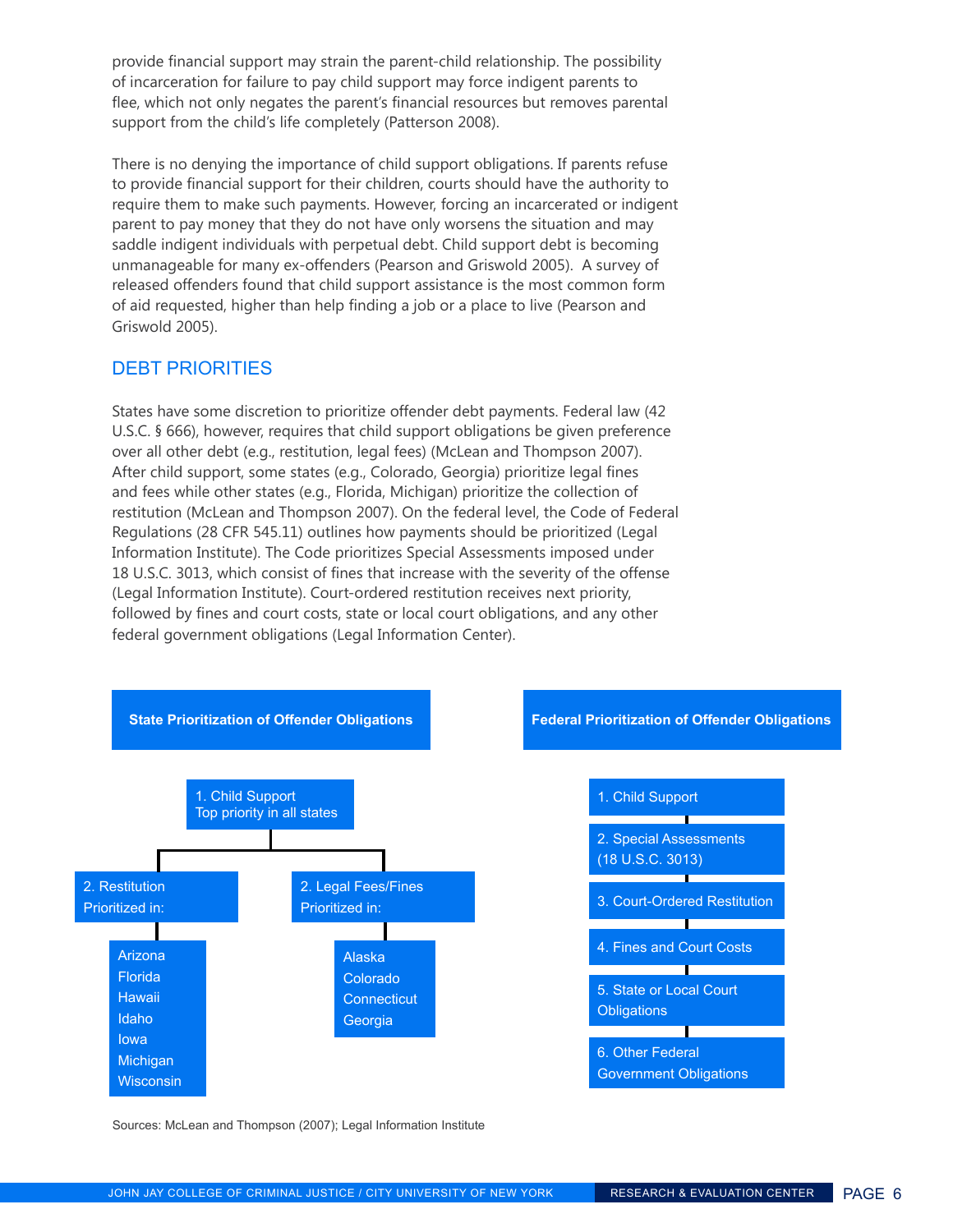provide financial support may strain the parent-child relationship. The possibility of incarceration for failure to pay child support may force indigent parents to flee, which not only negates the parent's financial resources but removes parental support from the child's life completely (Patterson 2008).

There is no denying the importance of child support obligations. If parents refuse to provide financial support for their children, courts should have the authority to require them to make such payments. However, forcing an incarcerated or indigent parent to pay money that they do not have only worsens the situation and may saddle indigent individuals with perpetual debt. Child support debt is becoming unmanageable for many ex-offenders (Pearson and Griswold 2005). A survey of released offenders found that child support assistance is the most common form of aid requested, higher than help finding a job or a place to live (Pearson and Griswold 2005).

## DEBT PRIORITIES

States have some discretion to prioritize offender debt payments. Federal law (42 U.S.C. § 666), however, requires that child support obligations be given preference over all other debt (e.g., restitution, legal fees) (McLean and Thompson 2007). After child support, some states (e.g., Colorado, Georgia) prioritize legal fines and fees while other states (e.g., Florida, Michigan) prioritize the collection of restitution (McLean and Thompson 2007). On the federal level, the Code of Federal Regulations (28 CFR 545.11) outlines how payments should be prioritized (Legal Information Institute). The Code prioritizes Special Assessments imposed under 18 U.S.C. 3013, which consist of fines that increase with the severity of the offense (Legal Information Institute). Court-ordered restitution receives next priority, followed by fines and court costs, state or local court obligations, and any other federal government obligations (Legal Information Center).

**State Prioritization of Offender Obligations**

1. Child Support
   Top priority in all states

- 2. Restitution
  Prioritized in:
  - Arizona
  - Florida
  - Hawaii
  - Idaho
  - Iowa
  - Michigan
  - Wisconsin
- 2. Legal Fees/Fines
  Prioritized in:
  - Alaska
  - Colorado
  - Connecticut
  - Georgia

**Federal Prioritization of Offender Obligations**

1. Child Support
2. Special Assessments (18 U.S.C. 3013)
3. Court-Ordered Restitution
4. Fines and Court Costs
5. State or Local Court Obligations
6. Other Federal Government Obligations

Sources: McLean and Thompson (2007); Legal Information Institute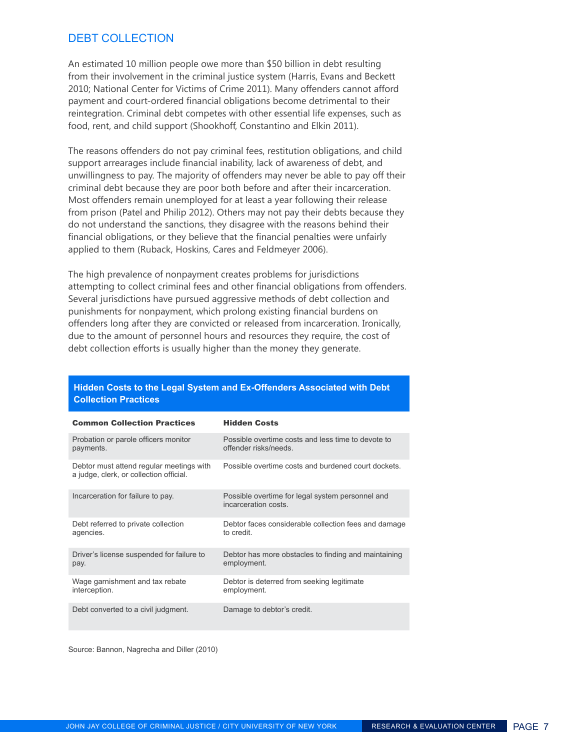## DEBT COLLECTION

An estimated 10 million people owe more than $50 billion in debt resulting from their involvement in the criminal justice system (Harris, Evans and Beckett 2010; National Center for Victims of Crime 2011). Many offenders cannot afford payment and court-ordered financial obligations become detrimental to their reintegration. Criminal debt competes with other essential life expenses, such as food, rent, and child support (Shookhoff, Constantino and Elkin 2011).

The reasons offenders do not pay criminal fees, restitution obligations, and child support arrearages include financial inability, lack of awareness of debt, and unwillingness to pay. The majority of offenders may never be able to pay off their criminal debt because they are poor both before and after their incarceration. Most offenders remain unemployed for at least a year following their release from prison (Patel and Philip 2012). Others may not pay their debts because they do not understand the sanctions, they disagree with the reasons behind their financial obligations, or they believe that the financial penalties were unfairly applied to them (Ruback, Hoskins, Cares and Feldmeyer 2006).

The high prevalence of nonpayment creates problems for jurisdictions attempting to collect criminal fees and other financial obligations from offenders. Several jurisdictions have pursued aggressive methods of debt collection and punishments for nonpayment, which prolong existing financial burdens on offenders long after they are convicted or released from incarceration. Ironically, due to the amount of personnel hours and resources they require, the cost of debt collection efforts is usually higher than the money they generate.

**Hidden Costs to the Legal System and Ex-Offenders Associated with Debt Collection Practices**

| Common Collection Practices | Hidden Costs |
|---|---|
| Probation or parole officers monitor payments. | Possible overtime costs and less time to devote to offender risks/needs. |
| Debtor must attend regular meetings with a judge, clerk, or collection official. | Possible overtime costs and burdened court dockets. |
| Incarceration for failure to pay. | Possible overtime for legal system personnel and incarceration costs. |
| Debt referred to private collection agencies. | Debtor faces considerable collection fees and damage to credit. |
| Driver's license suspended for failure to pay. | Debtor has more obstacles to finding and maintaining employment. |
| Wage garnishment and tax rebate interception. | Debtor is deterred from seeking legitimate employment. |
| Debt converted to a civil judgment. | Damage to debtor's credit. |

Source: Bannon, Nagrecha and Diller (2010)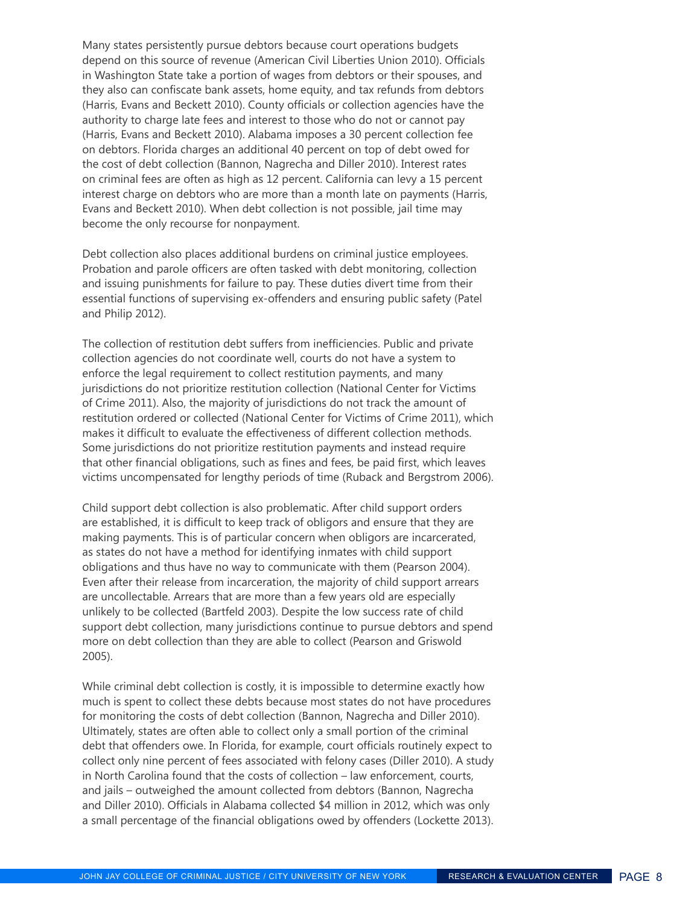Many states persistently pursue debtors because court operations budgets depend on this source of revenue (American Civil Liberties Union 2010). Officials in Washington State take a portion of wages from debtors or their spouses, and they also can confiscate bank assets, home equity, and tax refunds from debtors (Harris, Evans and Beckett 2010). County officials or collection agencies have the authority to charge late fees and interest to those who do not or cannot pay (Harris, Evans and Beckett 2010). Alabama imposes a 30 percent collection fee on debtors. Florida charges an additional 40 percent on top of debt owed for the cost of debt collection (Bannon, Nagrecha and Diller 2010). Interest rates on criminal fees are often as high as 12 percent. California can levy a 15 percent interest charge on debtors who are more than a month late on payments (Harris, Evans and Beckett 2010). When debt collection is not possible, jail time may become the only recourse for nonpayment.

Debt collection also places additional burdens on criminal justice employees. Probation and parole officers are often tasked with debt monitoring, collection and issuing punishments for failure to pay. These duties divert time from their essential functions of supervising ex-offenders and ensuring public safety (Patel and Philip 2012).

The collection of restitution debt suffers from inefficiencies. Public and private collection agencies do not coordinate well, courts do not have a system to enforce the legal requirement to collect restitution payments, and many jurisdictions do not prioritize restitution collection (National Center for Victims of Crime 2011). Also, the majority of jurisdictions do not track the amount of restitution ordered or collected (National Center for Victims of Crime 2011), which makes it difficult to evaluate the effectiveness of different collection methods. Some jurisdictions do not prioritize restitution payments and instead require that other financial obligations, such as fines and fees, be paid first, which leaves victims uncompensated for lengthy periods of time (Ruback and Bergstrom 2006).

Child support debt collection is also problematic. After child support orders are established, it is difficult to keep track of obligors and ensure that they are making payments. This is of particular concern when obligors are incarcerated, as states do not have a method for identifying inmates with child support obligations and thus have no way to communicate with them (Pearson 2004). Even after their release from incarceration, the majority of child support arrears are uncollectable. Arrears that are more than a few years old are especially unlikely to be collected (Bartfeld 2003). Despite the low success rate of child support debt collection, many jurisdictions continue to pursue debtors and spend more on debt collection than they are able to collect (Pearson and Griswold 2005).

While criminal debt collection is costly, it is impossible to determine exactly how much is spent to collect these debts because most states do not have procedures for monitoring the costs of debt collection (Bannon, Nagrecha and Diller 2010). Ultimately, states are often able to collect only a small portion of the criminal debt that offenders owe. In Florida, for example, court officials routinely expect to collect only nine percent of fees associated with felony cases (Diller 2010). A study in North Carolina found that the costs of collection – law enforcement, courts, and jails – outweighed the amount collected from debtors (Bannon, Nagrecha and Diller 2010). Officials in Alabama collected $4 million in 2012, which was only a small percentage of the financial obligations owed by offenders (Lockette 2013).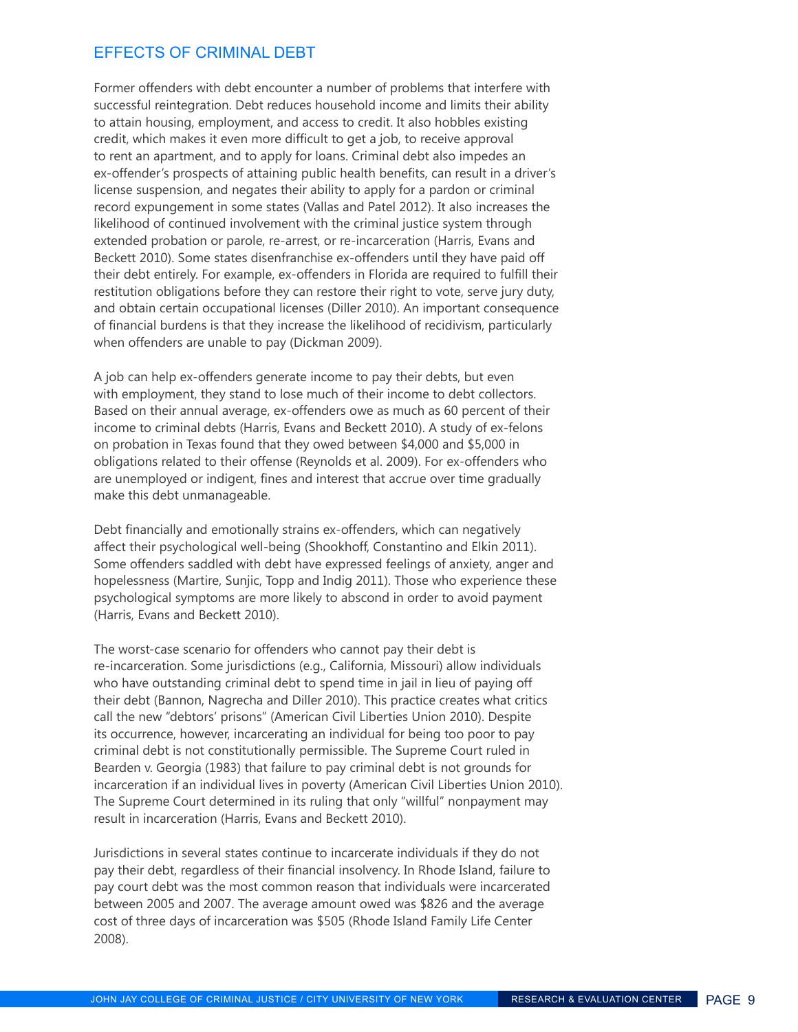## EFFECTS OF CRIMINAL DEBT

Former offenders with debt encounter a number of problems that interfere with successful reintegration. Debt reduces household income and limits their ability to attain housing, employment, and access to credit. It also hobbles existing credit, which makes it even more difficult to get a job, to receive approval to rent an apartment, and to apply for loans. Criminal debt also impedes an ex-offender's prospects of attaining public health benefits, can result in a driver's license suspension, and negates their ability to apply for a pardon or criminal record expungement in some states (Vallas and Patel 2012). It also increases the likelihood of continued involvement with the criminal justice system through extended probation or parole, re-arrest, or re-incarceration (Harris, Evans and Beckett 2010). Some states disenfranchise ex-offenders until they have paid off their debt entirely. For example, ex-offenders in Florida are required to fulfill their restitution obligations before they can restore their right to vote, serve jury duty, and obtain certain occupational licenses (Diller 2010). An important consequence of financial burdens is that they increase the likelihood of recidivism, particularly when offenders are unable to pay (Dickman 2009).

A job can help ex-offenders generate income to pay their debts, but even with employment, they stand to lose much of their income to debt collectors. Based on their annual average, ex-offenders owe as much as 60 percent of their income to criminal debts (Harris, Evans and Beckett 2010). A study of ex-felons on probation in Texas found that they owed between $4,000 and $5,000 in obligations related to their offense (Reynolds et al. 2009). For ex-offenders who are unemployed or indigent, fines and interest that accrue over time gradually make this debt unmanageable.

Debt financially and emotionally strains ex-offenders, which can negatively affect their psychological well-being (Shookhoff, Constantino and Elkin 2011). Some offenders saddled with debt have expressed feelings of anxiety, anger and hopelessness (Martire, Sunjic, Topp and Indig 2011). Those who experience these psychological symptoms are more likely to abscond in order to avoid payment (Harris, Evans and Beckett 2010).

The worst-case scenario for offenders who cannot pay their debt is re-incarceration. Some jurisdictions (e.g., California, Missouri) allow individuals who have outstanding criminal debt to spend time in jail in lieu of paying off their debt (Bannon, Nagrecha and Diller 2010). This practice creates what critics call the new "debtors' prisons" (American Civil Liberties Union 2010). Despite its occurrence, however, incarcerating an individual for being too poor to pay criminal debt is not constitutionally permissible. The Supreme Court ruled in Bearden v. Georgia (1983) that failure to pay criminal debt is not grounds for incarceration if an individual lives in poverty (American Civil Liberties Union 2010). The Supreme Court determined in its ruling that only "willful" nonpayment may result in incarceration (Harris, Evans and Beckett 2010).

Jurisdictions in several states continue to incarcerate individuals if they do not pay their debt, regardless of their financial insolvency. In Rhode Island, failure to pay court debt was the most common reason that individuals were incarcerated between 2005 and 2007. The average amount owed was $826 and the average cost of three days of incarceration was $505 (Rhode Island Family Life Center 2008).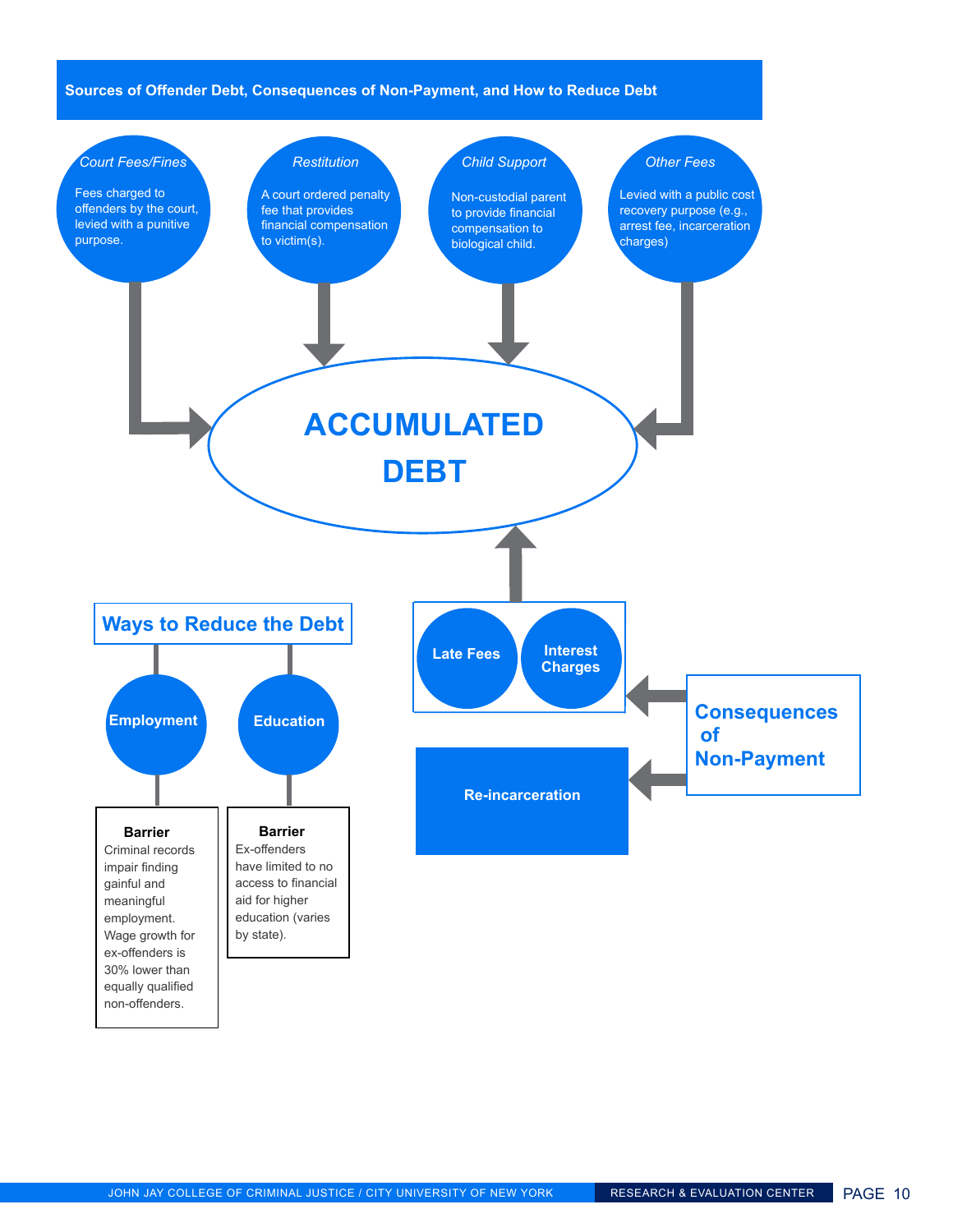## Sources of Offender Debt, Consequences of Non-Payment, and How to Reduce Debt

*Court Fees/Fines*

Fees charged to offenders by the court, levied with a punitive purpose.

*Restitution*

A court ordered penalty fee that provides financial compensation to victim(s).

*Child Support*

Non-custodial parent to provide financial compensation to biological child.

*Other Fees*

Levied with a public cost recovery purpose (e.g., arrest fee, incarceration charges)

**ACCUMULATED DEBT**

**Late Fees**

**Interest Charges**

**Consequences of Non-Payment**

**Re-incarceration**

**Ways to Reduce the Debt**

**Employment**

**Barrier**
Criminal records impair finding gainful and meaningful employment. Wage growth for ex-offenders is 30% lower than equally qualified non-offenders.

**Education**

**Barrier**
Ex-offenders have limited to no access to financial aid for higher education (varies by state).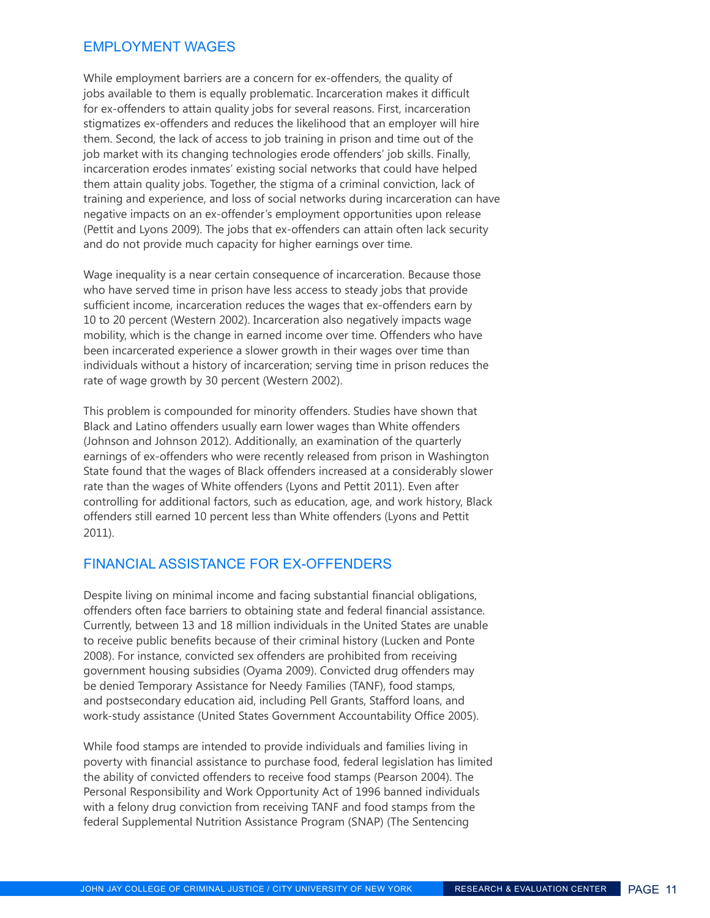## EMPLOYMENT WAGES

While employment barriers are a concern for ex-offenders, the quality of jobs available to them is equally problematic. Incarceration makes it difficult for ex-offenders to attain quality jobs for several reasons. First, incarceration stigmatizes ex-offenders and reduces the likelihood that an employer will hire them. Second, the lack of access to job training in prison and time out of the job market with its changing technologies erode offenders' job skills. Finally, incarceration erodes inmates' existing social networks that could have helped them attain quality jobs. Together, the stigma of a criminal conviction, lack of training and experience, and loss of social networks during incarceration can have negative impacts on an ex-offender's employment opportunities upon release (Pettit and Lyons 2009). The jobs that ex-offenders can attain often lack security and do not provide much capacity for higher earnings over time.

Wage inequality is a near certain consequence of incarceration. Because those who have served time in prison have less access to steady jobs that provide sufficient income, incarceration reduces the wages that ex-offenders earn by 10 to 20 percent (Western 2002). Incarceration also negatively impacts wage mobility, which is the change in earned income over time. Offenders who have been incarcerated experience a slower growth in their wages over time than individuals without a history of incarceration; serving time in prison reduces the rate of wage growth by 30 percent (Western 2002).

This problem is compounded for minority offenders. Studies have shown that Black and Latino offenders usually earn lower wages than White offenders (Johnson and Johnson 2012). Additionally, an examination of the quarterly earnings of ex-offenders who were recently released from prison in Washington State found that the wages of Black offenders increased at a considerably slower rate than the wages of White offenders (Lyons and Pettit 2011). Even after controlling for additional factors, such as education, age, and work history, Black offenders still earned 10 percent less than White offenders (Lyons and Pettit 2011).

## FINANCIAL ASSISTANCE FOR EX-OFFENDERS

Despite living on minimal income and facing substantial financial obligations, offenders often face barriers to obtaining state and federal financial assistance. Currently, between 13 and 18 million individuals in the United States are unable to receive public benefits because of their criminal history (Lucken and Ponte 2008). For instance, convicted sex offenders are prohibited from receiving government housing subsidies (Oyama 2009). Convicted drug offenders may be denied Temporary Assistance for Needy Families (TANF), food stamps, and postsecondary education aid, including Pell Grants, Stafford loans, and work-study assistance (United States Government Accountability Office 2005).

While food stamps are intended to provide individuals and families living in poverty with financial assistance to purchase food, federal legislation has limited the ability of convicted offenders to receive food stamps (Pearson 2004). The Personal Responsibility and Work Opportunity Act of 1996 banned individuals with a felony drug conviction from receiving TANF and food stamps from the federal Supplemental Nutrition Assistance Program (SNAP) (The Sentencing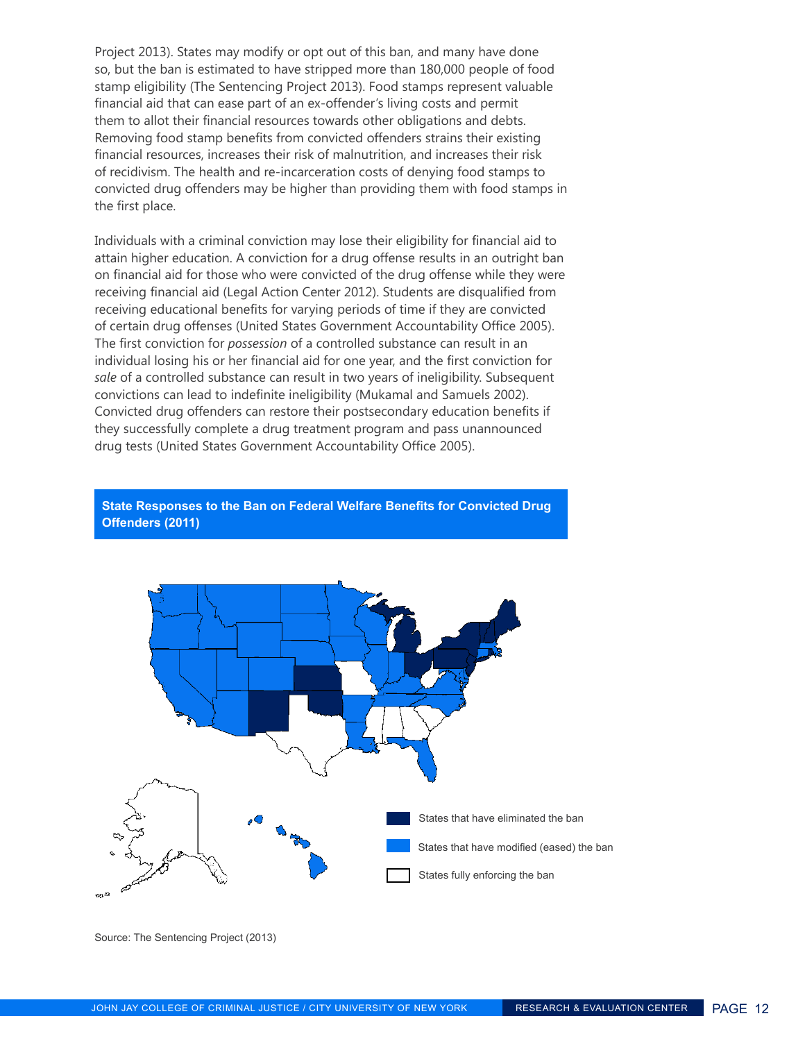Project 2013). States may modify or opt out of this ban, and many have done so, but the ban is estimated to have stripped more than 180,000 people of food stamp eligibility (The Sentencing Project 2013). Food stamps represent valuable financial aid that can ease part of an ex-offender's living costs and permit them to allot their financial resources towards other obligations and debts. Removing food stamp benefits from convicted offenders strains their existing financial resources, increases their risk of malnutrition, and increases their risk of recidivism. The health and re-incarceration costs of denying food stamps to convicted drug offenders may be higher than providing them with food stamps in the first place.

Individuals with a criminal conviction may lose their eligibility for financial aid to attain higher education. A conviction for a drug offense results in an outright ban on financial aid for those who were convicted of the drug offense while they were receiving financial aid (Legal Action Center 2012). Students are disqualified from receiving educational benefits for varying periods of time if they are convicted of certain drug offenses (United States Government Accountability Office 2005). The first conviction for *possession* of a controlled substance can result in an individual losing his or her financial aid for one year, and the first conviction for *sale* of a controlled substance can result in two years of ineligibility. Subsequent convictions can lead to indefinite ineligibility (Mukamal and Samuels 2002). Convicted drug offenders can restore their postsecondary education benefits if they successfully complete a drug treatment program and pass unannounced drug tests (United States Government Accountability Office 2005).

**State Responses to the Ban on Federal Welfare Benefits for Convicted Drug Offenders (2011)**

- States that have eliminated the ban
- States that have modified (eased) the ban
- States fully enforcing the ban

Source: The Sentencing Project (2013)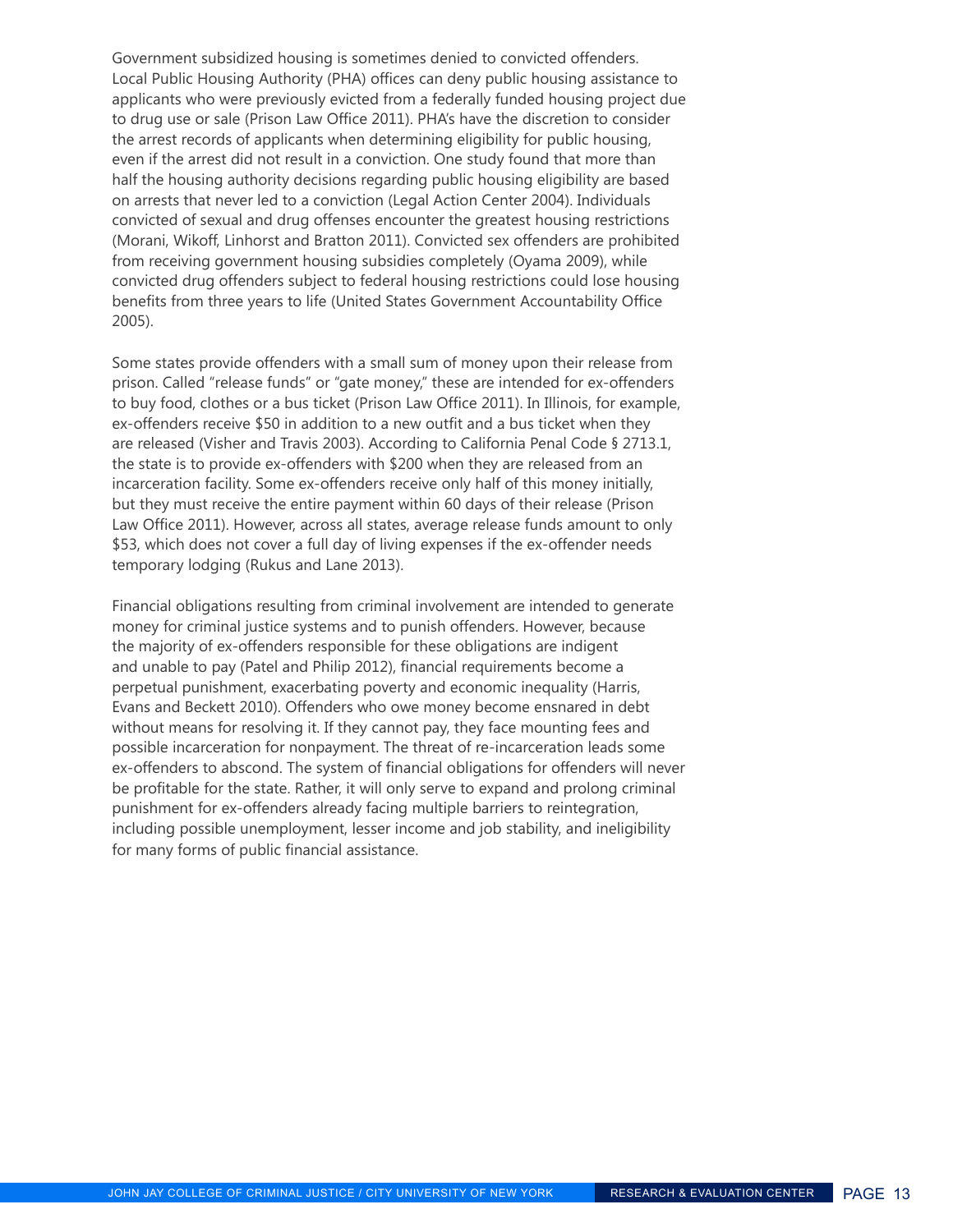Government subsidized housing is sometimes denied to convicted offenders. Local Public Housing Authority (PHA) offices can deny public housing assistance to applicants who were previously evicted from a federally funded housing project due to drug use or sale (Prison Law Office 2011). PHA's have the discretion to consider the arrest records of applicants when determining eligibility for public housing, even if the arrest did not result in a conviction. One study found that more than half the housing authority decisions regarding public housing eligibility are based on arrests that never led to a conviction (Legal Action Center 2004). Individuals convicted of sexual and drug offenses encounter the greatest housing restrictions (Morani, Wikoff, Linhorst and Bratton 2011). Convicted sex offenders are prohibited from receiving government housing subsidies completely (Oyama 2009), while convicted drug offenders subject to federal housing restrictions could lose housing benefits from three years to life (United States Government Accountability Office 2005).

Some states provide offenders with a small sum of money upon their release from prison. Called "release funds" or "gate money," these are intended for ex-offenders to buy food, clothes or a bus ticket (Prison Law Office 2011). In Illinois, for example, ex-offenders receive $50 in addition to a new outfit and a bus ticket when they are released (Visher and Travis 2003). According to California Penal Code § 2713.1, the state is to provide ex-offenders with $200 when they are released from an incarceration facility. Some ex-offenders receive only half of this money initially, but they must receive the entire payment within 60 days of their release (Prison Law Office 2011). However, across all states, average release funds amount to only $53, which does not cover a full day of living expenses if the ex-offender needs temporary lodging (Rukus and Lane 2013).

Financial obligations resulting from criminal involvement are intended to generate money for criminal justice systems and to punish offenders. However, because the majority of ex-offenders responsible for these obligations are indigent and unable to pay (Patel and Philip 2012), financial requirements become a perpetual punishment, exacerbating poverty and economic inequality (Harris, Evans and Beckett 2010). Offenders who owe money become ensnared in debt without means for resolving it. If they cannot pay, they face mounting fees and possible incarceration for nonpayment. The threat of re-incarceration leads some ex-offenders to abscond. The system of financial obligations for offenders will never be profitable for the state. Rather, it will only serve to expand and prolong criminal punishment for ex-offenders already facing multiple barriers to reintegration, including possible unemployment, lesser income and job stability, and ineligibility for many forms of public financial assistance.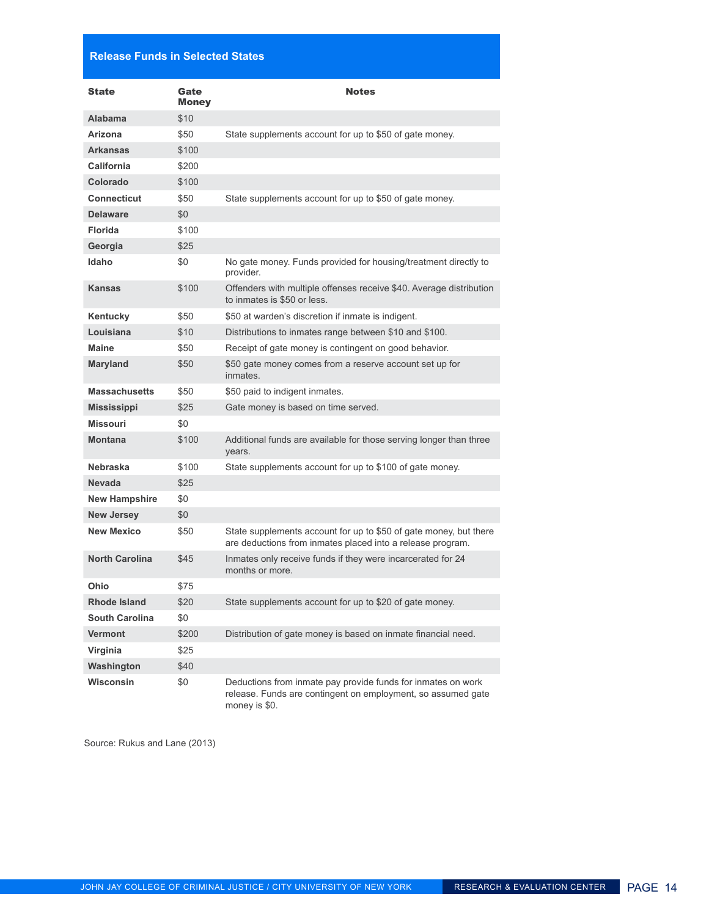## Release Funds in Selected States

| State | Gate Money | Notes |
|---|---|---|
| Alabama | $10 | |
| Arizona | $50 | State supplements account for up to $50 of gate money. |
| Arkansas | $100 | |
| California | $200 | |
| Colorado | $100 | |
| Connecticut | $50 | State supplements account for up to $50 of gate money. |
| Delaware | $0 | |
| Florida | $100 | |
| Georgia | $25 | |
| Idaho | $0 | No gate money. Funds provided for housing/treatment directly to provider. |
| Kansas | $100 | Offenders with multiple offenses receive $40. Average distribution to inmates is $50 or less. |
| Kentucky | $50 | $50 at warden's discretion if inmate is indigent. |
| Louisiana | $10 | Distributions to inmates range between $10 and $100. |
| Maine | $50 | Receipt of gate money is contingent on good behavior. |
| Maryland | $50 | $50 gate money comes from a reserve account set up for inmates. |
| Massachusetts | $50 | $50 paid to indigent inmates. |
| Mississippi | $25 | Gate money is based on time served. |
| Missouri | $0 | |
| Montana | $100 | Additional funds are available for those serving longer than three years. |
| Nebraska | $100 | State supplements account for up to $100 of gate money. |
| Nevada | $25 | |
| New Hampshire | $0 | |
| New Jersey | $0 | |
| New Mexico | $50 | State supplements account for up to $50 of gate money, but there are deductions from inmates placed into a release program. |
| North Carolina | $45 | Inmates only receive funds if they were incarcerated for 24 months or more. |
| Ohio | $75 | |
| Rhode Island | $20 | State supplements account for up to $20 of gate money. |
| South Carolina | $0 | |
| Vermont | $200 | Distribution of gate money is based on inmate financial need. |
| Virginia | $25 | |
| Washington | $40 | |
| Wisconsin | $0 | Deductions from inmate pay provide funds for inmates on work release. Funds are contingent on employment, so assumed gate money is $0. |

Source: Rukus and Lane (2013)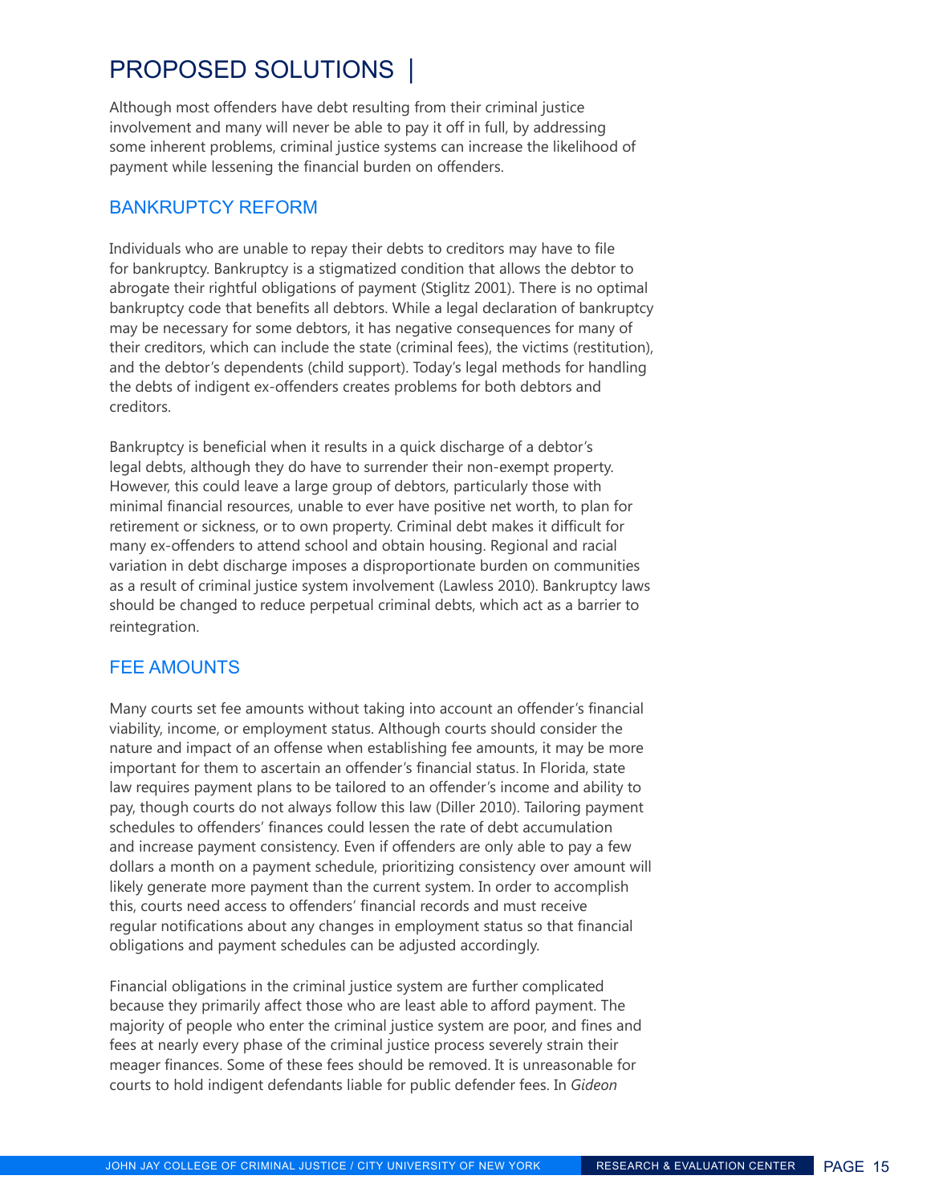# PROPOSED SOLUTIONS |

Although most offenders have debt resulting from their criminal justice involvement and many will never be able to pay it off in full, by addressing some inherent problems, criminal justice systems can increase the likelihood of payment while lessening the financial burden on offenders.

## BANKRUPTCY REFORM

Individuals who are unable to repay their debts to creditors may have to file for bankruptcy. Bankruptcy is a stigmatized condition that allows the debtor to abrogate their rightful obligations of payment (Stiglitz 2001). There is no optimal bankruptcy code that benefits all debtors. While a legal declaration of bankruptcy may be necessary for some debtors, it has negative consequences for many of their creditors, which can include the state (criminal fees), the victims (restitution), and the debtor's dependents (child support). Today's legal methods for handling the debts of indigent ex-offenders creates problems for both debtors and creditors.

Bankruptcy is beneficial when it results in a quick discharge of a debtor's legal debts, although they do have to surrender their non-exempt property. However, this could leave a large group of debtors, particularly those with minimal financial resources, unable to ever have positive net worth, to plan for retirement or sickness, or to own property. Criminal debt makes it difficult for many ex-offenders to attend school and obtain housing. Regional and racial variation in debt discharge imposes a disproportionate burden on communities as a result of criminal justice system involvement (Lawless 2010). Bankruptcy laws should be changed to reduce perpetual criminal debts, which act as a barrier to reintegration.

## FEE AMOUNTS

Many courts set fee amounts without taking into account an offender's financial viability, income, or employment status. Although courts should consider the nature and impact of an offense when establishing fee amounts, it may be more important for them to ascertain an offender's financial status. In Florida, state law requires payment plans to be tailored to an offender's income and ability to pay, though courts do not always follow this law (Diller 2010). Tailoring payment schedules to offenders' finances could lessen the rate of debt accumulation and increase payment consistency. Even if offenders are only able to pay a few dollars a month on a payment schedule, prioritizing consistency over amount will likely generate more payment than the current system. In order to accomplish this, courts need access to offenders' financial records and must receive regular notifications about any changes in employment status so that financial obligations and payment schedules can be adjusted accordingly.

Financial obligations in the criminal justice system are further complicated because they primarily affect those who are least able to afford payment. The majority of people who enter the criminal justice system are poor, and fines and fees at nearly every phase of the criminal justice process severely strain their meager finances. Some of these fees should be removed. It is unreasonable for courts to hold indigent defendants liable for public defender fees. In *Gideon*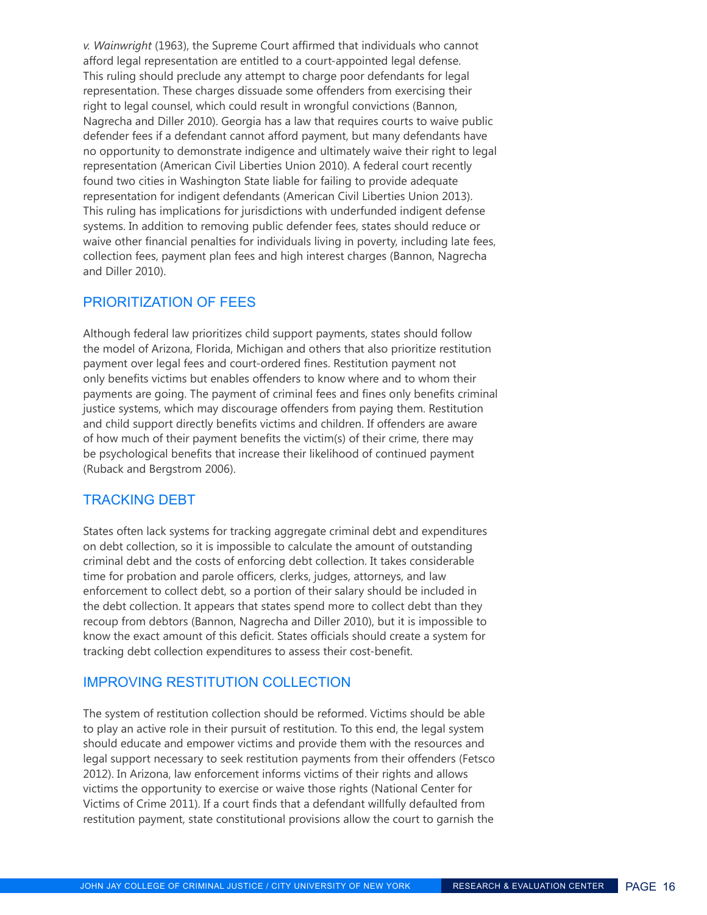*v. Wainwright* (1963), the Supreme Court affirmed that individuals who cannot afford legal representation are entitled to a court-appointed legal defense. This ruling should preclude any attempt to charge poor defendants for legal representation. These charges dissuade some offenders from exercising their right to legal counsel, which could result in wrongful convictions (Bannon, Nagrecha and Diller 2010). Georgia has a law that requires courts to waive public defender fees if a defendant cannot afford payment, but many defendants have no opportunity to demonstrate indigence and ultimately waive their right to legal representation (American Civil Liberties Union 2010). A federal court recently found two cities in Washington State liable for failing to provide adequate representation for indigent defendants (American Civil Liberties Union 2013). This ruling has implications for jurisdictions with underfunded indigent defense systems. In addition to removing public defender fees, states should reduce or waive other financial penalties for individuals living in poverty, including late fees, collection fees, payment plan fees and high interest charges (Bannon, Nagrecha and Diller 2010).

## PRIORITIZATION OF FEES

Although federal law prioritizes child support payments, states should follow the model of Arizona, Florida, Michigan and others that also prioritize restitution payment over legal fees and court-ordered fines. Restitution payment not only benefits victims but enables offenders to know where and to whom their payments are going. The payment of criminal fees and fines only benefits criminal justice systems, which may discourage offenders from paying them. Restitution and child support directly benefits victims and children. If offenders are aware of how much of their payment benefits the victim(s) of their crime, there may be psychological benefits that increase their likelihood of continued payment (Ruback and Bergstrom 2006).

## TRACKING DEBT

States often lack systems for tracking aggregate criminal debt and expenditures on debt collection, so it is impossible to calculate the amount of outstanding criminal debt and the costs of enforcing debt collection. It takes considerable time for probation and parole officers, clerks, judges, attorneys, and law enforcement to collect debt, so a portion of their salary should be included in the debt collection. It appears that states spend more to collect debt than they recoup from debtors (Bannon, Nagrecha and Diller 2010), but it is impossible to know the exact amount of this deficit. States officials should create a system for tracking debt collection expenditures to assess their cost-benefit.

## IMPROVING RESTITUTION COLLECTION

The system of restitution collection should be reformed. Victims should be able to play an active role in their pursuit of restitution. To this end, the legal system should educate and empower victims and provide them with the resources and legal support necessary to seek restitution payments from their offenders (Fetsco 2012). In Arizona, law enforcement informs victims of their rights and allows victims the opportunity to exercise or waive those rights (National Center for Victims of Crime 2011). If a court finds that a defendant willfully defaulted from restitution payment, state constitutional provisions allow the court to garnish the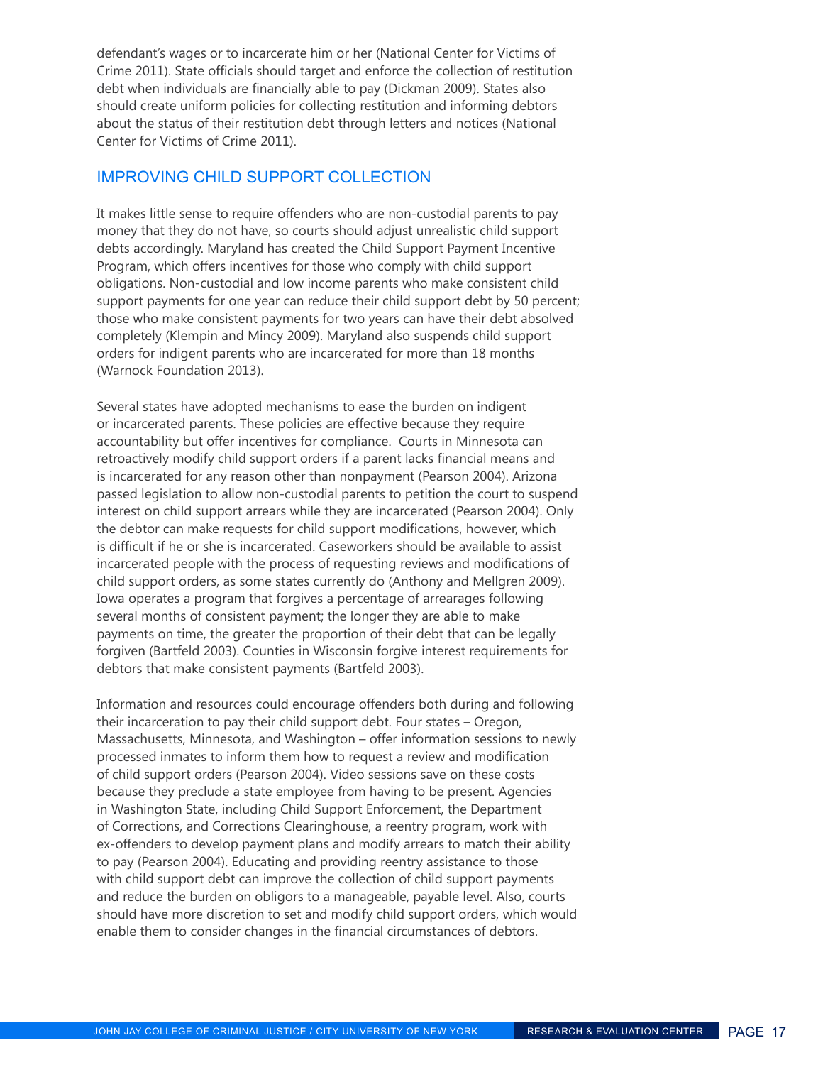defendant's wages or to incarcerate him or her (National Center for Victims of Crime 2011). State officials should target and enforce the collection of restitution debt when individuals are financially able to pay (Dickman 2009). States also should create uniform policies for collecting restitution and informing debtors about the status of their restitution debt through letters and notices (National Center for Victims of Crime 2011).

## IMPROVING CHILD SUPPORT COLLECTION

It makes little sense to require offenders who are non-custodial parents to pay money that they do not have, so courts should adjust unrealistic child support debts accordingly. Maryland has created the Child Support Payment Incentive Program, which offers incentives for those who comply with child support obligations. Non-custodial and low income parents who make consistent child support payments for one year can reduce their child support debt by 50 percent; those who make consistent payments for two years can have their debt absolved completely (Klempin and Mincy 2009). Maryland also suspends child support orders for indigent parents who are incarcerated for more than 18 months (Warnock Foundation 2013).

Several states have adopted mechanisms to ease the burden on indigent or incarcerated parents. These policies are effective because they require accountability but offer incentives for compliance. Courts in Minnesota can retroactively modify child support orders if a parent lacks financial means and is incarcerated for any reason other than nonpayment (Pearson 2004). Arizona passed legislation to allow non-custodial parents to petition the court to suspend interest on child support arrears while they are incarcerated (Pearson 2004). Only the debtor can make requests for child support modifications, however, which is difficult if he or she is incarcerated. Caseworkers should be available to assist incarcerated people with the process of requesting reviews and modifications of child support orders, as some states currently do (Anthony and Mellgren 2009). Iowa operates a program that forgives a percentage of arrearages following several months of consistent payment; the longer they are able to make payments on time, the greater the proportion of their debt that can be legally forgiven (Bartfeld 2003). Counties in Wisconsin forgive interest requirements for debtors that make consistent payments (Bartfeld 2003).

Information and resources could encourage offenders both during and following their incarceration to pay their child support debt. Four states – Oregon, Massachusetts, Minnesota, and Washington – offer information sessions to newly processed inmates to inform them how to request a review and modification of child support orders (Pearson 2004). Video sessions save on these costs because they preclude a state employee from having to be present. Agencies in Washington State, including Child Support Enforcement, the Department of Corrections, and Corrections Clearinghouse, a reentry program, work with ex-offenders to develop payment plans and modify arrears to match their ability to pay (Pearson 2004). Educating and providing reentry assistance to those with child support debt can improve the collection of child support payments and reduce the burden on obligors to a manageable, payable level. Also, courts should have more discretion to set and modify child support orders, which would enable them to consider changes in the financial circumstances of debtors.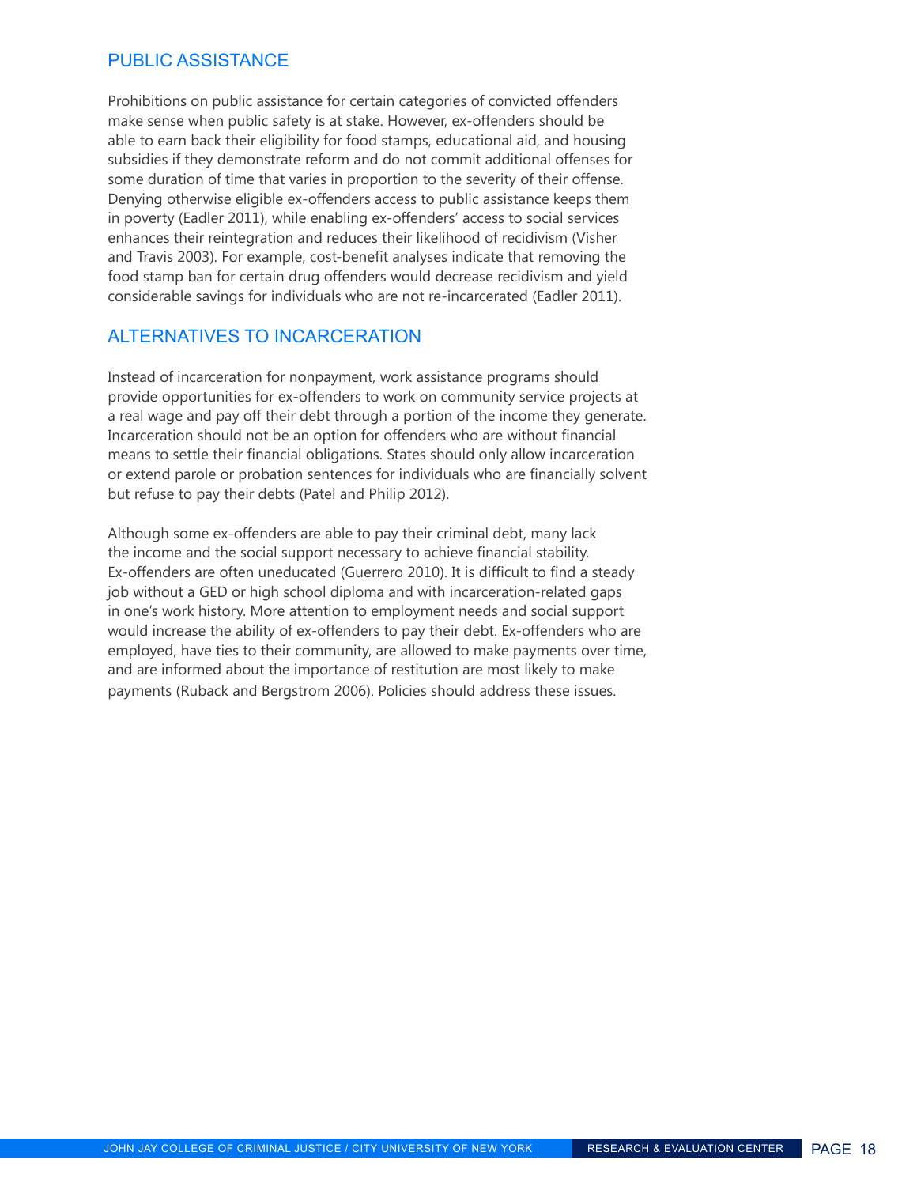## PUBLIC ASSISTANCE

Prohibitions on public assistance for certain categories of convicted offenders make sense when public safety is at stake. However, ex-offenders should be able to earn back their eligibility for food stamps, educational aid, and housing subsidies if they demonstrate reform and do not commit additional offenses for some duration of time that varies in proportion to the severity of their offense. Denying otherwise eligible ex-offenders access to public assistance keeps them in poverty (Eadler 2011), while enabling ex-offenders' access to social services enhances their reintegration and reduces their likelihood of recidivism (Visher and Travis 2003). For example, cost-benefit analyses indicate that removing the food stamp ban for certain drug offenders would decrease recidivism and yield considerable savings for individuals who are not re-incarcerated (Eadler 2011).

## ALTERNATIVES TO INCARCERATION

Instead of incarceration for nonpayment, work assistance programs should provide opportunities for ex-offenders to work on community service projects at a real wage and pay off their debt through a portion of the income they generate. Incarceration should not be an option for offenders who are without financial means to settle their financial obligations. States should only allow incarceration or extend parole or probation sentences for individuals who are financially solvent but refuse to pay their debts (Patel and Philip 2012).

Although some ex-offenders are able to pay their criminal debt, many lack the income and the social support necessary to achieve financial stability. Ex-offenders are often uneducated (Guerrero 2010). It is difficult to find a steady job without a GED or high school diploma and with incarceration-related gaps in one's work history. More attention to employment needs and social support would increase the ability of ex-offenders to pay their debt. Ex-offenders who are employed, have ties to their community, are allowed to make payments over time, and are informed about the importance of restitution are most likely to make payments (Ruback and Bergstrom 2006). Policies should address these issues.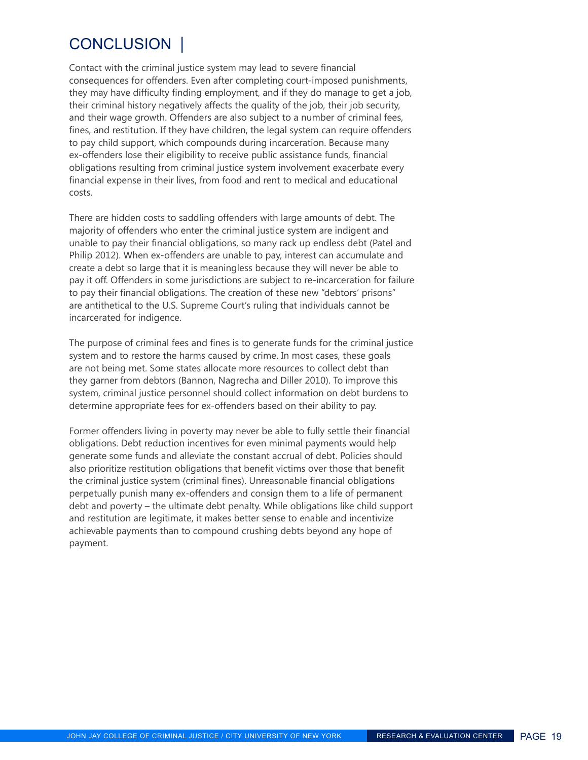# CONCLUSION |

Contact with the criminal justice system may lead to severe financial consequences for offenders. Even after completing court-imposed punishments, they may have difficulty finding employment, and if they do manage to get a job, their criminal history negatively affects the quality of the job, their job security, and their wage growth. Offenders are also subject to a number of criminal fees, fines, and restitution. If they have children, the legal system can require offenders to pay child support, which compounds during incarceration. Because many ex-offenders lose their eligibility to receive public assistance funds, financial obligations resulting from criminal justice system involvement exacerbate every financial expense in their lives, from food and rent to medical and educational costs.

There are hidden costs to saddling offenders with large amounts of debt. The majority of offenders who enter the criminal justice system are indigent and unable to pay their financial obligations, so many rack up endless debt (Patel and Philip 2012). When ex-offenders are unable to pay, interest can accumulate and create a debt so large that it is meaningless because they will never be able to pay it off. Offenders in some jurisdictions are subject to re-incarceration for failure to pay their financial obligations. The creation of these new "debtors' prisons" are antithetical to the U.S. Supreme Court's ruling that individuals cannot be incarcerated for indigence.

The purpose of criminal fees and fines is to generate funds for the criminal justice system and to restore the harms caused by crime. In most cases, these goals are not being met. Some states allocate more resources to collect debt than they garner from debtors (Bannon, Nagrecha and Diller 2010). To improve this system, criminal justice personnel should collect information on debt burdens to determine appropriate fees for ex-offenders based on their ability to pay.

Former offenders living in poverty may never be able to fully settle their financial obligations. Debt reduction incentives for even minimal payments would help generate some funds and alleviate the constant accrual of debt. Policies should also prioritize restitution obligations that benefit victims over those that benefit the criminal justice system (criminal fines). Unreasonable financial obligations perpetually punish many ex-offenders and consign them to a life of permanent debt and poverty – the ultimate debt penalty. While obligations like child support and restitution are legitimate, it makes better sense to enable and incentivize achievable payments than to compound crushing debts beyond any hope of payment.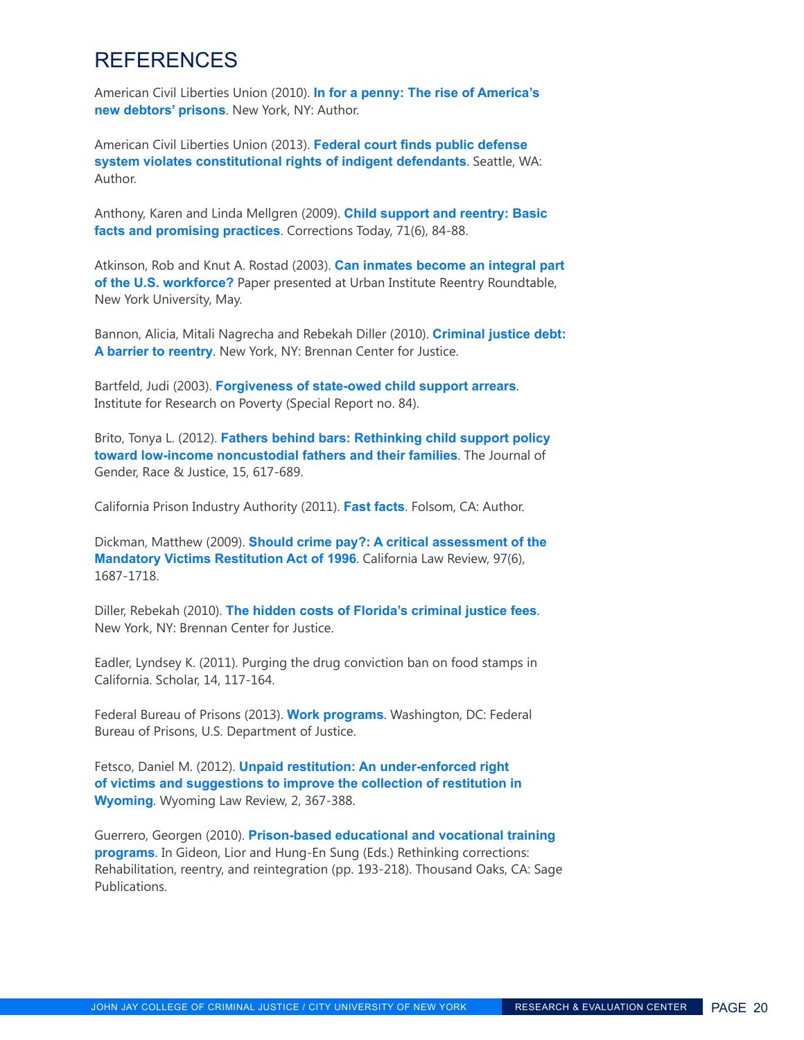# REFERENCES

American Civil Liberties Union (2010). **In for a penny: The rise of America's new debtors' prisons**. New York, NY: Author.

American Civil Liberties Union (2013). **Federal court finds public defense system violates constitutional rights of indigent defendants**. Seattle, WA: Author.

Anthony, Karen and Linda Mellgren (2009). **Child support and reentry: Basic facts and promising practices**. Corrections Today, 71(6), 84-88.

Atkinson, Rob and Knut A. Rostad (2003). **Can inmates become an integral part of the U.S. workforce?** Paper presented at Urban Institute Reentry Roundtable, New York University, May.

Bannon, Alicia, Mitali Nagrecha and Rebekah Diller (2010). **Criminal justice debt: A barrier to reentry**. New York, NY: Brennan Center for Justice.

Bartfeld, Judi (2003). **Forgiveness of state-owed child support arrears**. Institute for Research on Poverty (Special Report no. 84).

Brito, Tonya L. (2012). **Fathers behind bars: Rethinking child support policy toward low-income noncustodial fathers and their families**. The Journal of Gender, Race & Justice, 15, 617-689.

California Prison Industry Authority (2011). **Fast facts**. Folsom, CA: Author.

Dickman, Matthew (2009). **Should crime pay?: A critical assessment of the Mandatory Victims Restitution Act of 1996**. California Law Review, 97(6), 1687-1718.

Diller, Rebekah (2010). **The hidden costs of Florida's criminal justice fees**. New York, NY: Brennan Center for Justice.

Eadler, Lyndsey K. (2011). Purging the drug conviction ban on food stamps in California. Scholar, 14, 117-164.

Federal Bureau of Prisons (2013). **Work programs**. Washington, DC: Federal Bureau of Prisons, U.S. Department of Justice.

Fetsco, Daniel M. (2012). **Unpaid restitution: An under-enforced right of victims and suggestions to improve the collection of restitution in Wyoming**. Wyoming Law Review, 2, 367-388.

Guerrero, Georgen (2010). **Prison-based educational and vocational training programs**. In Gideon, Lior and Hung-En Sung (Eds.) Rethinking corrections: Rehabilitation, reentry, and reintegration (pp. 193-218). Thousand Oaks, CA: Sage Publications.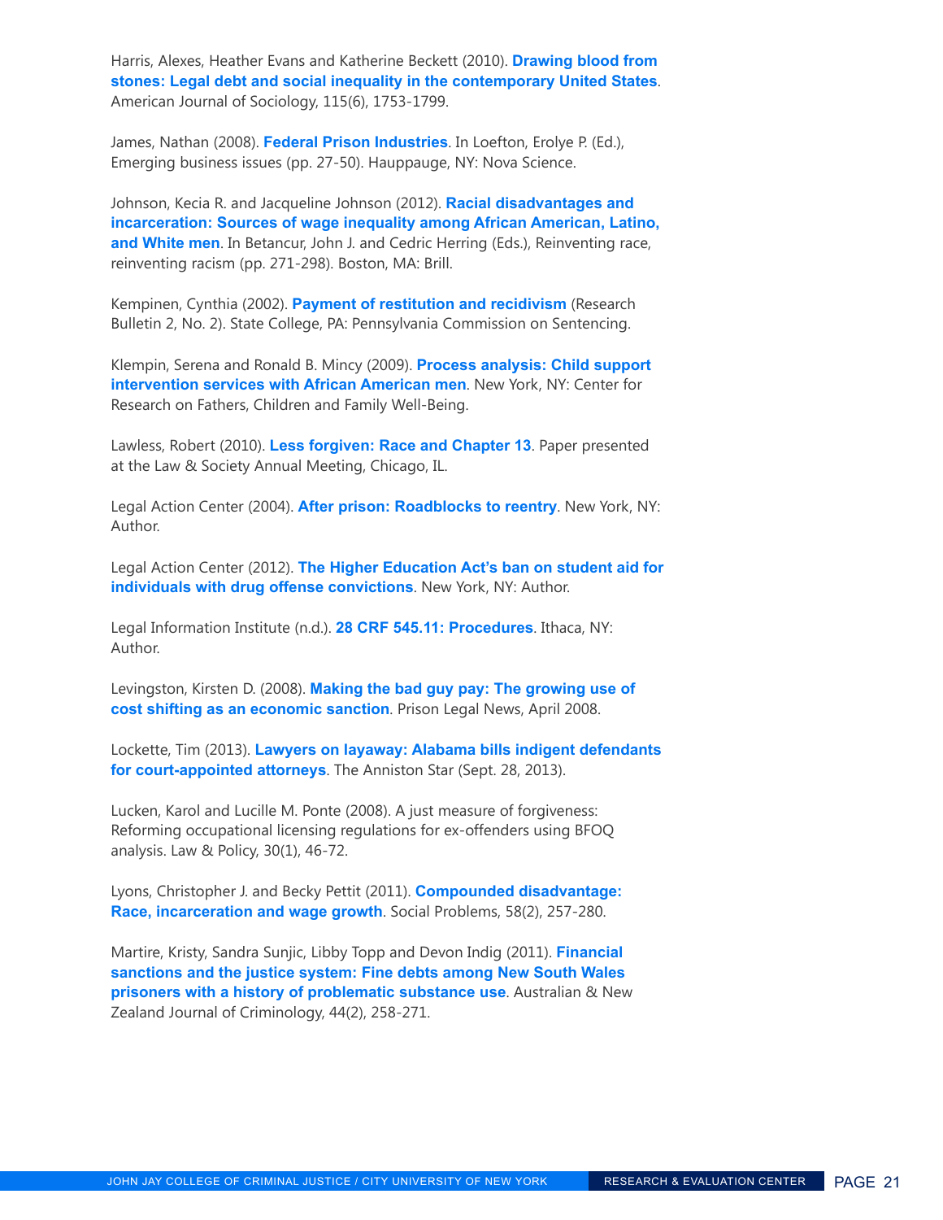Harris, Alexes, Heather Evans and Katherine Beckett (2010). **Drawing blood from stones: Legal debt and social inequality in the contemporary United States**. American Journal of Sociology, 115(6), 1753-1799.

James, Nathan (2008). **Federal Prison Industries**. In Loefton, Erolye P. (Ed.), Emerging business issues (pp. 27-50). Hauppauge, NY: Nova Science.

Johnson, Kecia R. and Jacqueline Johnson (2012). **Racial disadvantages and incarceration: Sources of wage inequality among African American, Latino, and White men**. In Betancur, John J. and Cedric Herring (Eds.), Reinventing race, reinventing racism (pp. 271-298). Boston, MA: Brill.

Kempinen, Cynthia (2002). **Payment of restitution and recidivism** (Research Bulletin 2, No. 2). State College, PA: Pennsylvania Commission on Sentencing.

Klempin, Serena and Ronald B. Mincy (2009). **Process analysis: Child support intervention services with African American men**. New York, NY: Center for Research on Fathers, Children and Family Well-Being.

Lawless, Robert (2010). **Less forgiven: Race and Chapter 13**. Paper presented at the Law & Society Annual Meeting, Chicago, IL.

Legal Action Center (2004). **After prison: Roadblocks to reentry**. New York, NY: Author.

Legal Action Center (2012). **The Higher Education Act's ban on student aid for individuals with drug offense convictions**. New York, NY: Author.

Legal Information Institute (n.d.). **28 CRF 545.11: Procedures**. Ithaca, NY: Author.

Levingston, Kirsten D. (2008). **Making the bad guy pay: The growing use of cost shifting as an economic sanction**. Prison Legal News, April 2008.

Lockette, Tim (2013). **Lawyers on layaway: Alabama bills indigent defendants for court-appointed attorneys**. The Anniston Star (Sept. 28, 2013).

Lucken, Karol and Lucille M. Ponte (2008). A just measure of forgiveness: Reforming occupational licensing regulations for ex-offenders using BFOQ analysis. Law & Policy, 30(1), 46-72.

Lyons, Christopher J. and Becky Pettit (2011). **Compounded disadvantage: Race, incarceration and wage growth**. Social Problems, 58(2), 257-280.

Martire, Kristy, Sandra Sunjic, Libby Topp and Devon Indig (2011). **Financial sanctions and the justice system: Fine debts among New South Wales prisoners with a history of problematic substance use**. Australian & New Zealand Journal of Criminology, 44(2), 258-271.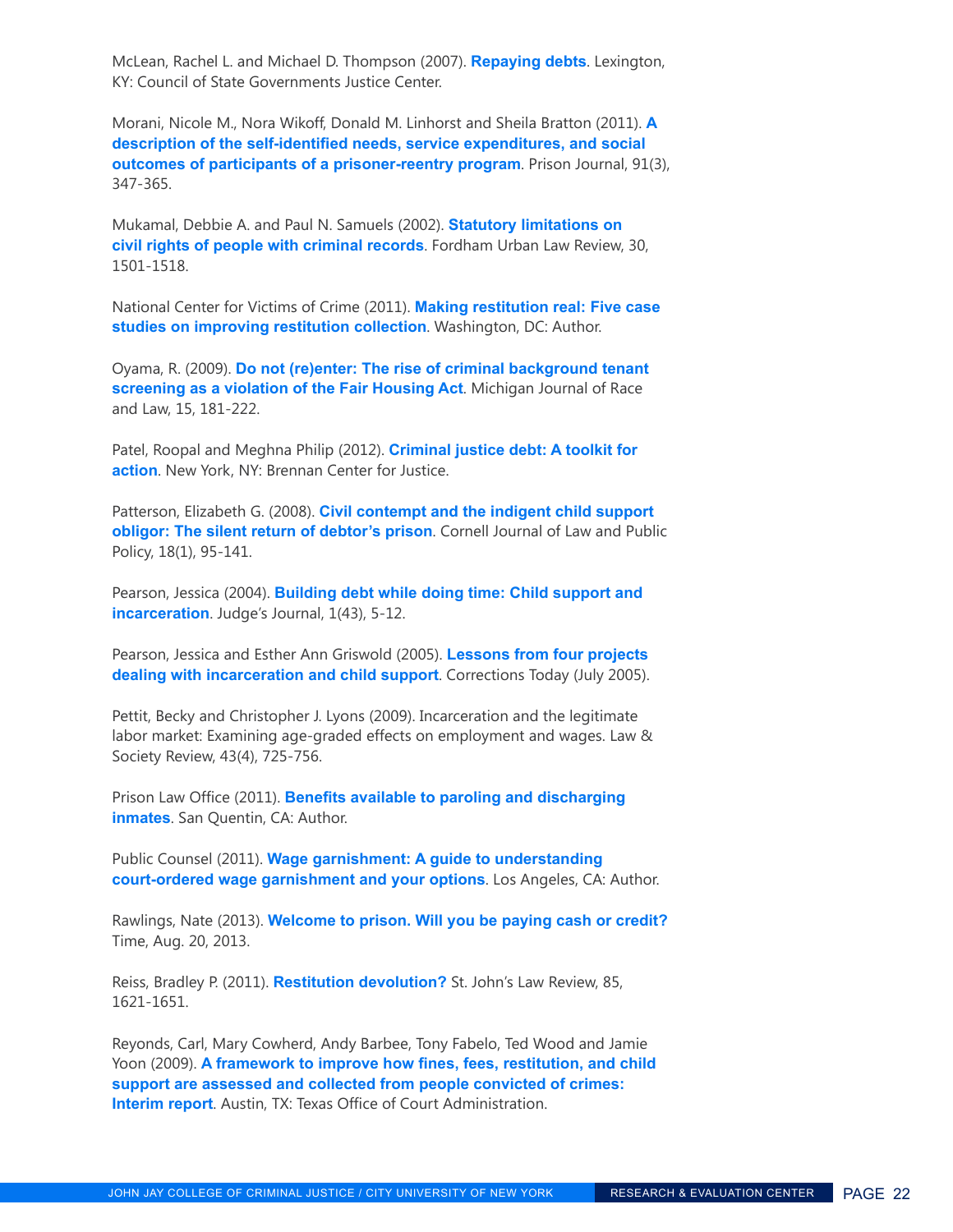McLean, Rachel L. and Michael D. Thompson (2007). **Repaying debts**. Lexington, KY: Council of State Governments Justice Center.

Morani, Nicole M., Nora Wikoff, Donald M. Linhorst and Sheila Bratton (2011). **A description of the self-identified needs, service expenditures, and social outcomes of participants of a prisoner-reentry program**. Prison Journal, 91(3), 347-365.

Mukamal, Debbie A. and Paul N. Samuels (2002). **Statutory limitations on civil rights of people with criminal records**. Fordham Urban Law Review, 30, 1501-1518.

National Center for Victims of Crime (2011). **Making restitution real: Five case studies on improving restitution collection**. Washington, DC: Author.

Oyama, R. (2009). **Do not (re)enter: The rise of criminal background tenant screening as a violation of the Fair Housing Act**. Michigan Journal of Race and Law, 15, 181-222.

Patel, Roopal and Meghna Philip (2012). **Criminal justice debt: A toolkit for action**. New York, NY: Brennan Center for Justice.

Patterson, Elizabeth G. (2008). **Civil contempt and the indigent child support obligor: The silent return of debtor's prison**. Cornell Journal of Law and Public Policy, 18(1), 95-141.

Pearson, Jessica (2004). **Building debt while doing time: Child support and incarceration**. Judge's Journal, 1(43), 5-12.

Pearson, Jessica and Esther Ann Griswold (2005). **Lessons from four projects dealing with incarceration and child support**. Corrections Today (July 2005).

Pettit, Becky and Christopher J. Lyons (2009). Incarceration and the legitimate labor market: Examining age-graded effects on employment and wages. Law & Society Review, 43(4), 725-756.

Prison Law Office (2011). **Benefits available to paroling and discharging inmates**. San Quentin, CA: Author.

Public Counsel (2011). **Wage garnishment: A guide to understanding court-ordered wage garnishment and your options**. Los Angeles, CA: Author.

Rawlings, Nate (2013). **Welcome to prison. Will you be paying cash or credit?** Time, Aug. 20, 2013.

Reiss, Bradley P. (2011). **Restitution devolution?** St. John's Law Review, 85, 1621-1651.

Reyonds, Carl, Mary Cowherd, Andy Barbee, Tony Fabelo, Ted Wood and Jamie Yoon (2009). **A framework to improve how fines, fees, restitution, and child support are assessed and collected from people convicted of crimes: Interim report**. Austin, TX: Texas Office of Court Administration.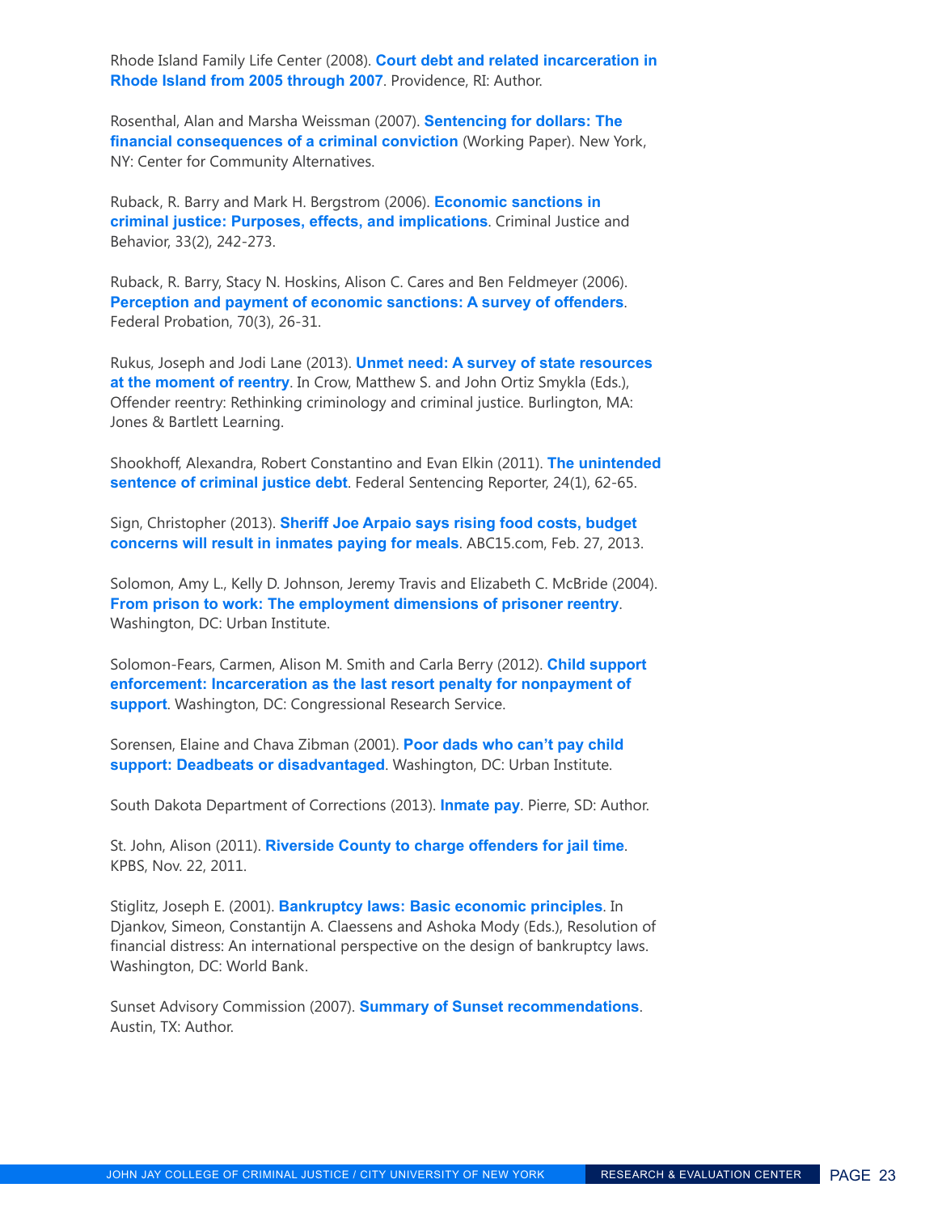Rhode Island Family Life Center (2008). **Court debt and related incarceration in Rhode Island from 2005 through 2007**. Providence, RI: Author.

Rosenthal, Alan and Marsha Weissman (2007). **Sentencing for dollars: The financial consequences of a criminal conviction** (Working Paper). New York, NY: Center for Community Alternatives.

Ruback, R. Barry and Mark H. Bergstrom (2006). **Economic sanctions in criminal justice: Purposes, effects, and implications**. Criminal Justice and Behavior, 33(2), 242-273.

Ruback, R. Barry, Stacy N. Hoskins, Alison C. Cares and Ben Feldmeyer (2006). **Perception and payment of economic sanctions: A survey of offenders**. Federal Probation, 70(3), 26-31.

Rukus, Joseph and Jodi Lane (2013). **Unmet need: A survey of state resources at the moment of reentry**. In Crow, Matthew S. and John Ortiz Smykla (Eds.), Offender reentry: Rethinking criminology and criminal justice. Burlington, MA: Jones & Bartlett Learning.

Shookhoff, Alexandra, Robert Constantino and Evan Elkin (2011). **The unintended sentence of criminal justice debt**. Federal Sentencing Reporter, 24(1), 62-65.

Sign, Christopher (2013). **Sheriff Joe Arpaio says rising food costs, budget concerns will result in inmates paying for meals**. ABC15.com, Feb. 27, 2013.

Solomon, Amy L., Kelly D. Johnson, Jeremy Travis and Elizabeth C. McBride (2004). **From prison to work: The employment dimensions of prisoner reentry**. Washington, DC: Urban Institute.

Solomon-Fears, Carmen, Alison M. Smith and Carla Berry (2012). **Child support enforcement: Incarceration as the last resort penalty for nonpayment of support**. Washington, DC: Congressional Research Service.

Sorensen, Elaine and Chava Zibman (2001). **Poor dads who can't pay child support: Deadbeats or disadvantaged**. Washington, DC: Urban Institute.

South Dakota Department of Corrections (2013). **Inmate pay**. Pierre, SD: Author.

St. John, Alison (2011). **Riverside County to charge offenders for jail time**. KPBS, Nov. 22, 2011.

Stiglitz, Joseph E. (2001). **Bankruptcy laws: Basic economic principles**. In Djankov, Simeon, Constantijn A. Claessens and Ashoka Mody (Eds.), Resolution of financial distress: An international perspective on the design of bankruptcy laws. Washington, DC: World Bank.

Sunset Advisory Commission (2007). **Summary of Sunset recommendations**. Austin, TX: Author.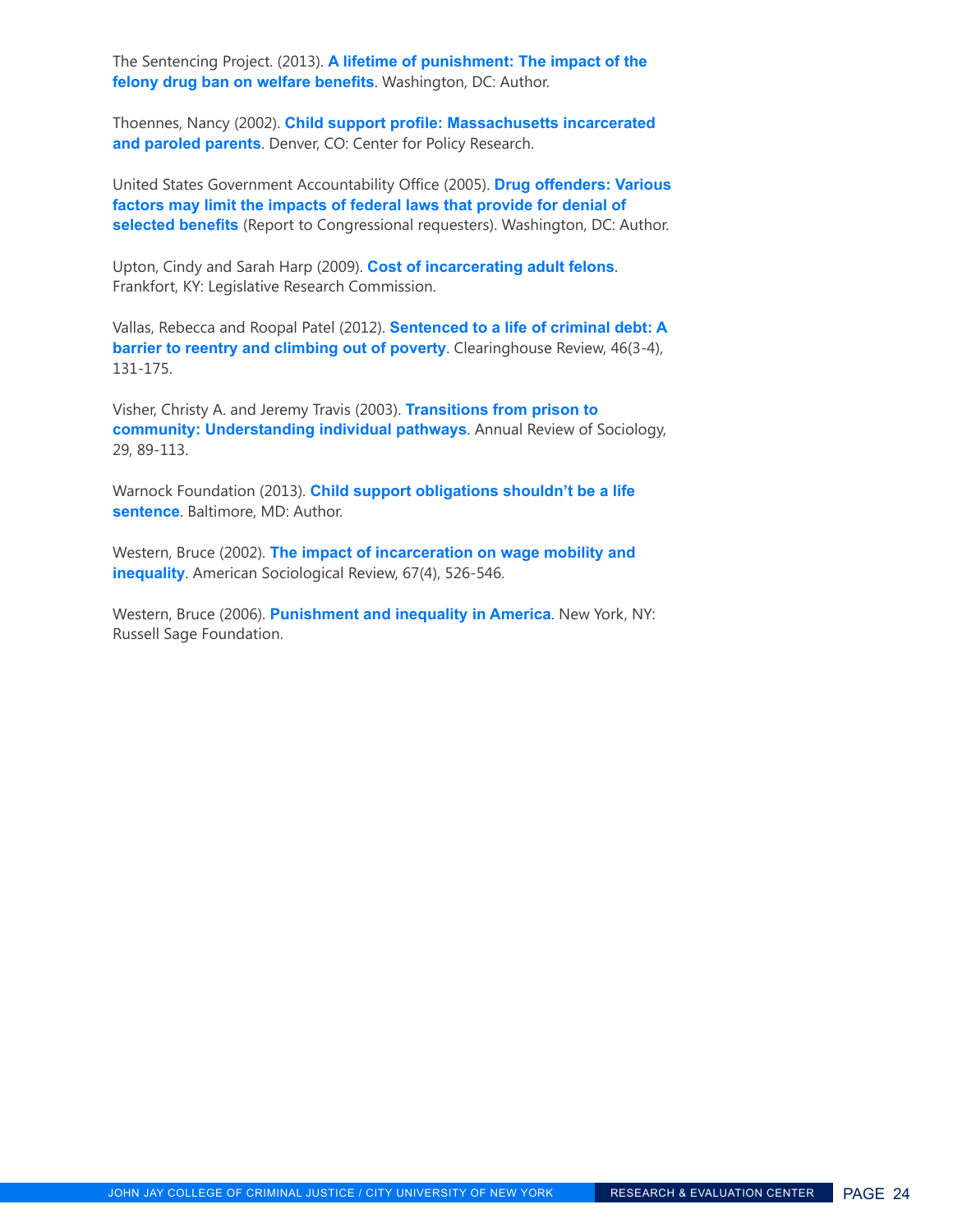The Sentencing Project. (2013). **A lifetime of punishment: The impact of the felony drug ban on welfare benefits**. Washington, DC: Author.

Thoennes, Nancy (2002). **Child support profile: Massachusetts incarcerated and paroled parents**. Denver, CO: Center for Policy Research.

United States Government Accountability Office (2005). **Drug offenders: Various factors may limit the impacts of federal laws that provide for denial of selected benefits** (Report to Congressional requesters). Washington, DC: Author.

Upton, Cindy and Sarah Harp (2009). **Cost of incarcerating adult felons**. Frankfort, KY: Legislative Research Commission.

Vallas, Rebecca and Roopal Patel (2012). **Sentenced to a life of criminal debt: A barrier to reentry and climbing out of poverty**. Clearinghouse Review, 46(3-4), 131-175.

Visher, Christy A. and Jeremy Travis (2003). **Transitions from prison to community: Understanding individual pathways**. Annual Review of Sociology, 29, 89-113.

Warnock Foundation (2013). **Child support obligations shouldn't be a life sentence**. Baltimore, MD: Author.

Western, Bruce (2002). **The impact of incarceration on wage mobility and inequality**. American Sociological Review, 67(4), 526-546.

Western, Bruce (2006). **Punishment and inequality in America**. New York, NY: Russell Sage Foundation.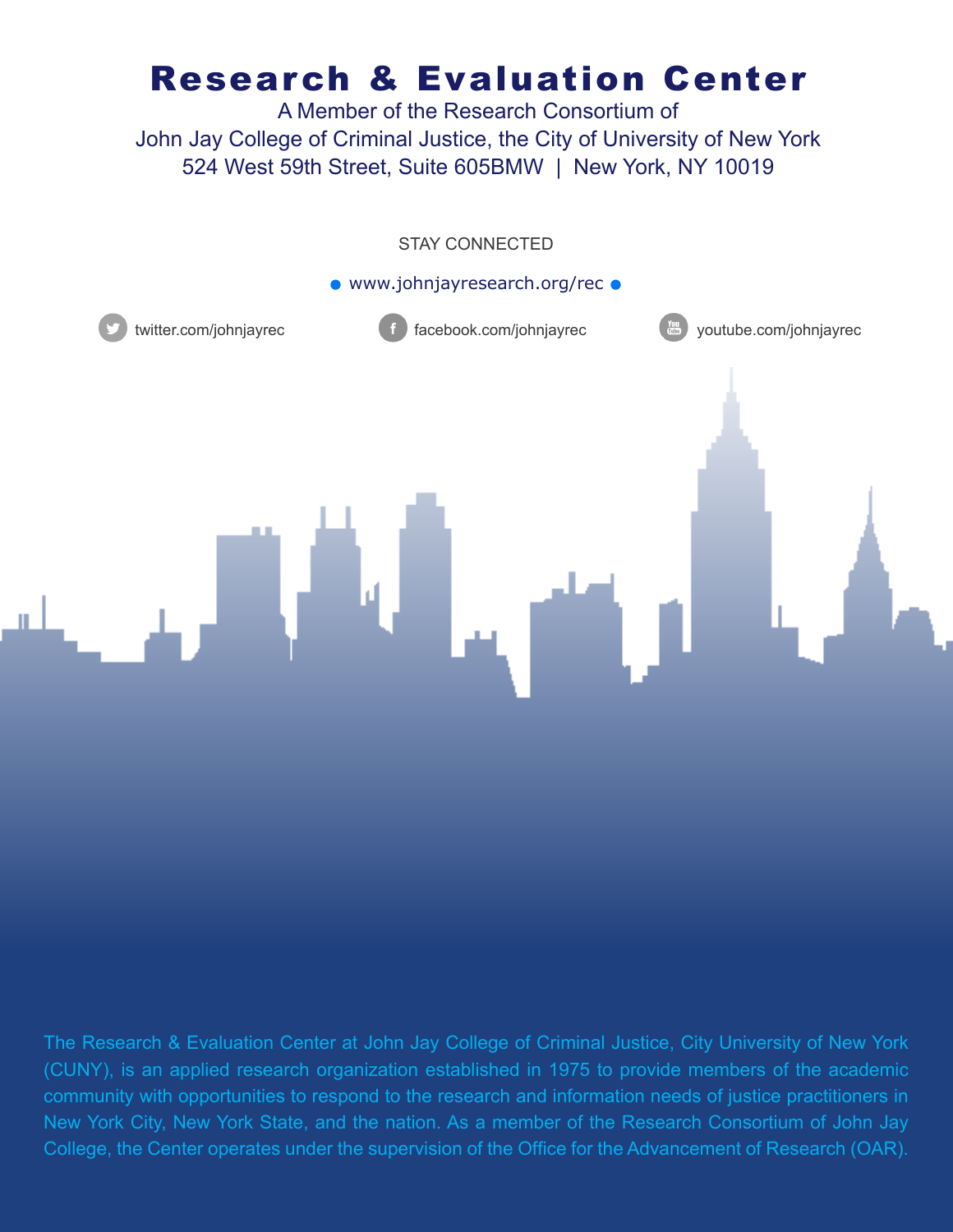# Research & Evaluation Center

A Member of the Research Consortium of
John Jay College of Criminal Justice, the City of University of New York
524 West 59th Street, Suite 605BMW | New York, NY 10019

STAY CONNECTED

www.johnjayresearch.org/rec

twitter.com/johnjayrec

facebook.com/johnjayrec

youtube.com/johnjayrec

The Research & Evaluation Center at John Jay College of Criminal Justice, City University of New York (CUNY), is an applied research organization established in 1975 to provide members of the academic community with opportunities to respond to the research and information needs of justice practitioners in New York City, New York State, and the nation. As a member of the Research Consortium of John Jay College, the Center operates under the supervision of the Office for the Advancement of Research (OAR).